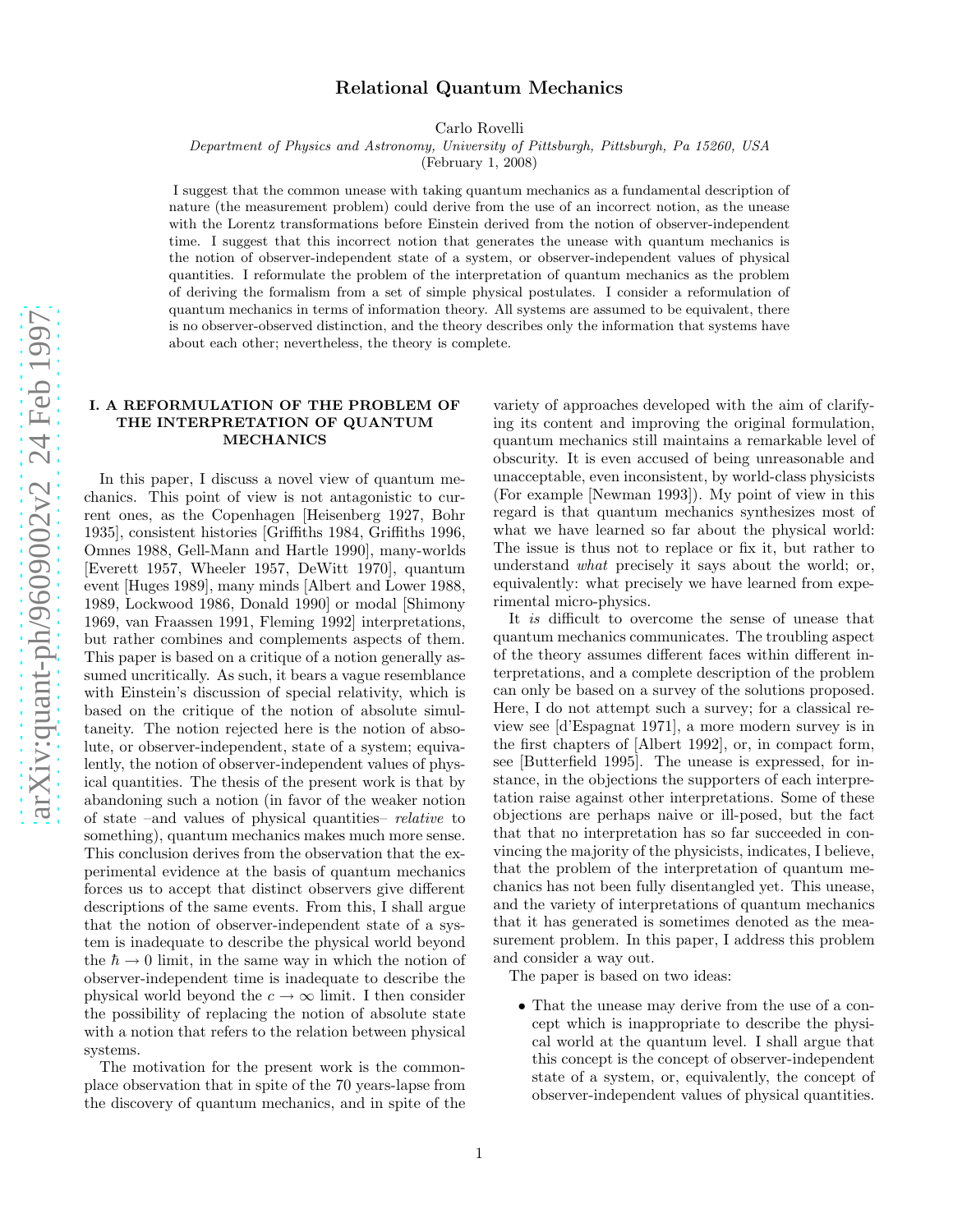# Relational Quantum Mechanics

Carlo Rovelli

*Department of Physics and Astronomy, University of Pittsburgh, Pittsburgh, Pa 15260, USA*

(February 1, 2008)

I suggest that the common unease with taking quantum mechanics as a fundamental description of nature (the measurement problem) could derive from the use of an incorrect notion, as the unease with the Lorentz transformations before Einstein derived from the notion of observer-independent time. I suggest that this incorrect notion that generates the unease with quantum mechanics is the notion of observer-independent state of a system, or observer-independent values of physical quantities. I reformulate the problem of the interpretation of quantum mechanics as the problem of deriving the formalism from a set of simple physical postulates. I consider a reformulation of quantum mechanics in terms of information theory. All systems are assumed to be equivalent, there is no observer-observed distinction, and the theory describes only the information that systems have about each other; nevertheless, the theory is complete.

## I. A REFORMULATION OF THE PROBLEM OF THE INTERPRETATION OF QUANTUM MECHANICS

In this paper, I discuss a novel view of quantum mechanics. This point of view is not antagonistic to current ones, as the Copenhagen [Heisenberg 1927, Bohr 1935], consistent histories [Griffiths 1984, Griffiths 1996, Omnes 1988, Gell-Mann and Hartle 1990], many-worlds [Everett 1957, Wheeler 1957, DeWitt 1970], quantum event [Huges 1989], many minds [Albert and Lower 1988, 1989, Lockwood 1986, Donald 1990] or modal [Shimony 1969, van Fraassen 1991, Fleming 1992] interpretations, but rather combines and complements aspects of them. This paper is based on a critique of a notion generally assumed uncritically. As such, it bears a vague resemblance with Einstein's discussion of special relativity, which is based on the critique of the notion of absolute simultaneity. The notion rejected here is the notion of absolute, or observer-independent, state of a system; equivalently, the notion of observer-independent values of physical quantities. The thesis of the present work is that by abandoning such a notion (in favor of the weaker notion of state –and values of physical quantities– *relative* to something), quantum mechanics makes much more sense. This conclusion derives from the observation that the experimental evidence at the basis of quantum mechanics forces us to accept that distinct observers give different descriptions of the same events. From this, I shall argue that the notion of observer-independent state of a system is inadequate to describe the physical world beyond the $\hbar \to 0$ limit, in the same way in which the notion of observer-independent time is inadequate to describe the physical world beyond the $c \to \infty$ limit. I then consider the possibility of replacing the notion of absolute state with a notion that refers to the relation between physical systems.

The motivation for the present work is the commonplace observation that in spite of the 70 years-lapse from the discovery of quantum mechanics, and in spite of the variety of approaches developed with the aim of clarifying its content and improving the original formulation, quantum mechanics still maintains a remarkable level of obscurity. It is even accused of being unreasonable and unacceptable, even inconsistent, by world-class physicists (For example [Newman 1993]). My point of view in this regard is that quantum mechanics synthesizes most of what we have learned so far about the physical world: The issue is thus not to replace or fix it, but rather to understand *what* precisely it says about the world; or, equivalently: what precisely we have learned from experimental micro-physics.

It *is* difficult to overcome the sense of unease that quantum mechanics communicates. The troubling aspect of the theory assumes different faces within different interpretations, and a complete description of the problem can only be based on a survey of the solutions proposed. Here, I do not attempt such a survey; for a classical review see [d'Espagnat 1971], a more modern survey is in the first chapters of [Albert 1992], or, in compact form, see [Butterfield 1995]. The unease is expressed, for instance, in the objections the supporters of each interpretation raise against other interpretations. Some of these objections are perhaps naive or ill-posed, but the fact that that no interpretation has so far succeeded in convincing the majority of the physicists, indicates, I believe, that the problem of the interpretation of quantum mechanics has not been fully disentangled yet. This unease, and the variety of interpretations of quantum mechanics that it has generated is sometimes denoted as the measurement problem. In this paper, I address this problem and consider a way out.

The paper is based on two ideas:

- That the unease may derive from the use of a concept which is inappropriate to describe the physical world at the quantum level. I shall argue that this concept is the concept of observer-independent state of a system, or, equivalently, the concept of observer-independent values of physical quantities.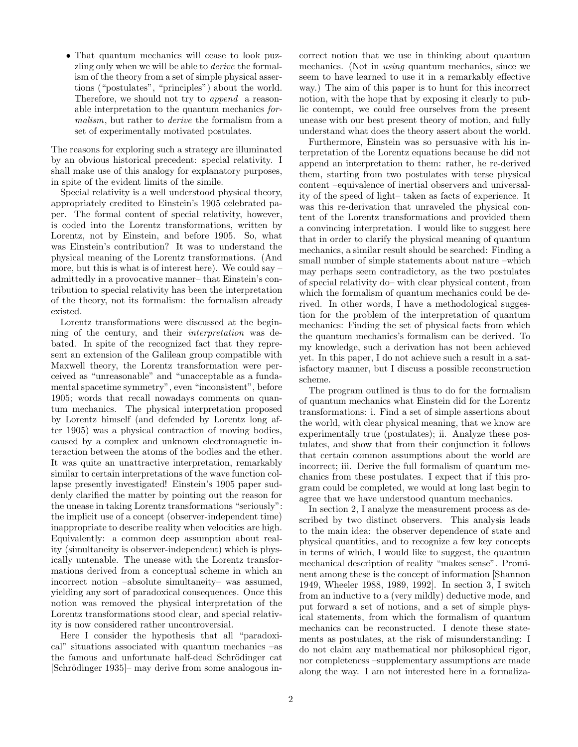- That quantum mechanics will cease to look puzzling only when we will be able to *derive* the formalism of the theory from a set of simple physical assertions ("postulates", "principles") about the world. Therefore, we should not try to *append* a reasonable interpretation to the quantum mechanics *formalism*, but rather to *derive* the formalism from a set of experimentally motivated postulates.

The reasons for exploring such a strategy are illuminated by an obvious historical precedent: special relativity. I shall make use of this analogy for explanatory purposes, in spite of the evident limits of the simile.

Special relativity is a well understood physical theory, appropriately credited to Einstein's 1905 celebrated paper. The formal content of special relativity, however, is coded into the Lorentz transformations, written by Lorentz, not by Einstein, and before 1905. So, what was Einstein's contribution? It was to understand the physical meaning of the Lorentz transformations. (And more, but this is what is of interest here). We could say – admittedly in a provocative manner– that Einstein's contribution to special relativity has been the interpretation of the theory, not its formalism: the formalism already existed.

Lorentz transformations were discussed at the beginning of the century, and their *interpretation* was debated. In spite of the recognized fact that they represent an extension of the Galilean group compatible with Maxwell theory, the Lorentz transformation were perceived as "unreasonable" and "unacceptable as a fundamental spacetime symmetry", even "inconsistent", before 1905; words that recall nowadays comments on quantum mechanics. The physical interpretation proposed by Lorentz himself (and defended by Lorentz long after 1905) was a physical contraction of moving bodies, caused by a complex and unknown electromagnetic interaction between the atoms of the bodies and the ether. It was quite an unattractive interpretation, remarkably similar to certain interpretations of the wave function collapse presently investigated! Einstein's 1905 paper suddenly clarified the matter by pointing out the reason for the unease in taking Lorentz transformations "seriously": the implicit use of a concept (observer-independent time) inappropriate to describe reality when velocities are high. Equivalently: a common deep assumption about reality (simultaneity is observer-independent) which is physically untenable. The unease with the Lorentz transformations derived from a conceptual scheme in which an incorrect notion –absolute simultaneity– was assumed, yielding any sort of paradoxical consequences. Once this notion was removed the physical interpretation of the Lorentz transformations stood clear, and special relativity is now considered rather uncontroversial.

Here I consider the hypothesis that all "paradoxical" situations associated with quantum mechanics –as the famous and unfortunate half-dead Schrödinger cat [Schrödinger 1935]– may derive from some analogous incorrect notion that we use in thinking about quantum mechanics. (Not in *using* quantum mechanics, since we seem to have learned to use it in a remarkably effective way.) The aim of this paper is to hunt for this incorrect notion, with the hope that by exposing it clearly to public contempt, we could free ourselves from the present unease with our best present theory of motion, and fully understand what does the theory assert about the world.

Furthermore, Einstein was so persuasive with his interpretation of the Lorentz equations because he did not append an interpretation to them: rather, he re-derived them, starting from two postulates with terse physical content –equivalence of inertial observers and universality of the speed of light– taken as facts of experience. It was this re-derivation that unraveled the physical content of the Lorentz transformations and provided them a convincing interpretation. I would like to suggest here that in order to clarify the physical meaning of quantum mechanics, a similar result should be searched: Finding a small number of simple statements about nature –which may perhaps seem contradictory, as the two postulates of special relativity do– with clear physical content, from which the formalism of quantum mechanics could be derived. In other words, I have a methodological suggestion for the problem of the interpretation of quantum mechanics: Finding the set of physical facts from which the quantum mechanics's formalism can be derived. To my knowledge, such a derivation has not been achieved yet. In this paper, I do not achieve such a result in a satisfactory manner, but I discuss a possible reconstruction scheme.

The program outlined is thus to do for the formalism of quantum mechanics what Einstein did for the Lorentz transformations: i. Find a set of simple assertions about the world, with clear physical meaning, that we know are experimentally true (postulates); ii. Analyze these postulates, and show that from their conjunction it follows that certain common assumptions about the world are incorrect; iii. Derive the full formalism of quantum mechanics from these postulates. I expect that if this program could be completed, we would at long last begin to agree that we have understood quantum mechanics.

In section 2, I analyze the measurement process as described by two distinct observers. This analysis leads to the main idea: the observer dependence of state and physical quantities, and to recognize a few key concepts in terms of which, I would like to suggest, the quantum mechanical description of reality "makes sense". Prominent among these is the concept of information [Shannon 1949, Wheeler 1988, 1989, 1992]. In section 3, I switch from an inductive to a (very mildly) deductive mode, and put forward a set of notions, and a set of simple physical statements, from which the formalism of quantum mechanics can be reconstructed. I denote these statements as postulates, at the risk of misunderstanding: I do not claim any mathematical nor philosophical rigor, nor completeness –supplementary assumptions are made along the way. I am not interested here in a formaliza-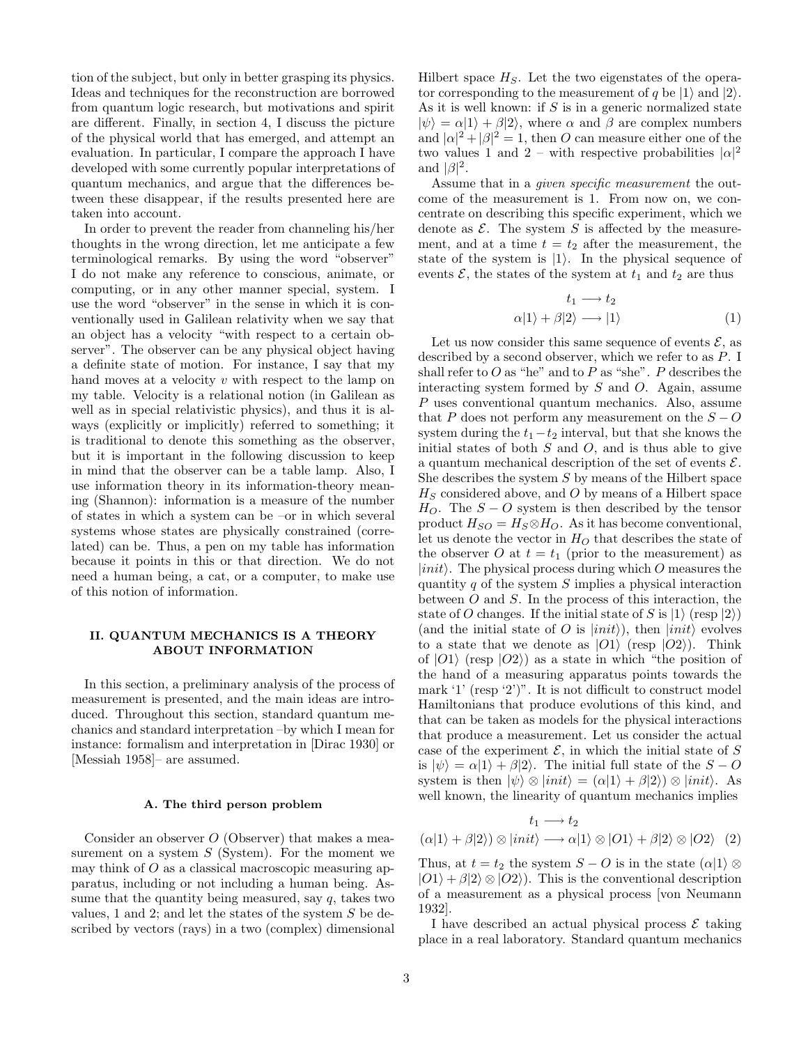tion of the subject, but only in better grasping its physics. Ideas and techniques for the reconstruction are borrowed from quantum logic research, but motivations and spirit are different. Finally, in section 4, I discuss the picture of the physical world that has emerged, and attempt an evaluation. In particular, I compare the approach I have developed with some currently popular interpretations of quantum mechanics, and argue that the differences between these disappear, if the results presented here are taken into account.

In order to prevent the reader from channeling his/her thoughts in the wrong direction, let me anticipate a few terminological remarks. By using the word "observer" I do not make any reference to conscious, animate, or computing, or in any other manner special, system. I use the word "observer" in the sense in which it is conventionally used in Galilean relativity when we say that an object has a velocity "with respect to a certain observer". The observer can be any physical object having a definite state of motion. For instance, I say that my hand moves at a velocity $v$ with respect to the lamp on my table. Velocity is a relational notion (in Galilean as well as in special relativistic physics), and thus it is always (explicitly or implicitly) referred to something; it is traditional to denote this something as the observer, but it is important in the following discussion to keep in mind that the observer can be a table lamp. Also, I use information theory in its information-theory meaning (Shannon): information is a measure of the number of states in which a system can be –or in which several systems whose states are physically constrained (correlated) can be. Thus, a pen on my table has information because it points in this or that direction. We do not need a human being, a cat, or a computer, to make use of this notion of information.

## II. QUANTUM MECHANICS IS A THEORY ABOUT INFORMATION

In this section, a preliminary analysis of the process of measurement is presented, and the main ideas are introduced. Throughout this section, standard quantum mechanics and standard interpretation –by which I mean for instance: formalism and interpretation in [Dirac 1930] or [Messiah 1958]– are assumed.

### A. The third person problem

Consider an observer $O$ (Observer) that makes a measurement on a system $S$ (System). For the moment we may think of $O$ as a classical macroscopic measuring apparatus, including or not including a human being. Assume that the quantity being measured, say $q$, takes two values, 1 and 2; and let the states of the system $S$ be described by vectors (rays) in a two (complex) dimensional Hilbert space $H_S$. Let the two eigenstates of the operator corresponding to the measurement of $q$ be $|1\rangle$ and $|2\rangle$. As it is well known: if $S$ is in a generic normalized state $|\psi\rangle = \alpha|1\rangle + \beta|2\rangle$, where $\alpha$ and $\beta$ are complex numbers and $|\alpha|^2 + |\beta|^2 = 1$, then $O$ can measure either one of the two values 1 and 2 – with respective probabilities $|\alpha|^2$ and $|\beta|^2$.

Assume that in a *given specific measurement* the outcome of the measurement is 1. From now on, we concentrate on describing this specific experiment, which we denote as $\mathcal{E}$. The system $S$ is affected by the measurement, and at a time $t = t_2$ after the measurement, the state of the system is $|1\rangle$. In the physical sequence of events $\mathcal{E}$, the states of the system at $t_1$ and $t_2$ are thus

$$
\begin{array}{c} t_1 \longrightarrow t_2 \\ \alpha|1\rangle + \beta|2\rangle \longrightarrow |1\rangle \end{array} \tag{1}
$$

Let us now consider this same sequence of events $\mathcal{E}$, as described by a second observer, which we refer to as $P$. I shall refer to $O$ as "he" and to $P$ as "she". $P$ describes the interacting system formed by $S$ and $O$. Again, assume $P$ uses conventional quantum mechanics. Also, assume that $P$ does not perform any measurement on the $S - O$ system during the $t_1 - t_2$ interval, but that she knows the initial states of both $S$ and $O$, and is thus able to give a quantum mechanical description of the set of events $\mathcal{E}$. She describes the system $S$ by means of the Hilbert space $H_S$ considered above, and $O$ by means of a Hilbert space $H_O$. The $S - O$ system is then described by the tensor product $H_{SO} = H_S \otimes H_O$. As it has become conventional, let us denote the vector in $H_O$ that describes the state of the observer $O$ at $t = t_1$ (prior to the measurement) as $|init\rangle$. The physical process during which $O$ measures the quantity $q$ of the system $S$ implies a physical interaction between $O$ and $S$. In the process of this interaction, the state of $O$ changes. If the initial state of $S$ is $|1\rangle$ (resp $|2\rangle$) (and the initial state of $O$ is $|init\rangle$), then $|init\rangle$ evolves to a state that we denote as $|O1\rangle$ (resp $|O2\rangle$). Think of $|O1\rangle$ (resp $|O2\rangle$) as a state in which "the position of the hand of a measuring apparatus points towards the mark '1' (resp '2')". It is not difficult to construct model Hamiltonians that produce evolutions of this kind, and that can be taken as models for the physical interactions that produce a measurement. Let us consider the actual case of the experiment $\mathcal{E}$, in which the initial state of $S$ is $|\psi\rangle = \alpha|1\rangle + \beta|2\rangle$. The initial full state of the $S - O$ system is then $|\psi\rangle \otimes |init\rangle = (\alpha|1\rangle + \beta|2\rangle) \otimes |init\rangle$. As well known, the linearity of quantum mechanics implies

$$
\begin{array}{c} t_1 \longrightarrow t_2 \\ (\alpha|1\rangle + \beta|2\rangle) \otimes |init\rangle \longrightarrow \alpha|1\rangle \otimes |O1\rangle + \beta|2\rangle \otimes |O2\rangle \end{array} \tag{2}
$$

Thus, at $t = t_2$ the system $S - O$ is in the state $(\alpha|1\rangle \otimes |O1\rangle + \beta|2\rangle \otimes |O2\rangle)$. This is the conventional description of a measurement as a physical process [von Neumann 1932].

I have described an actual physical process $\mathcal{E}$ taking place in a real laboratory. Standard quantum mechanics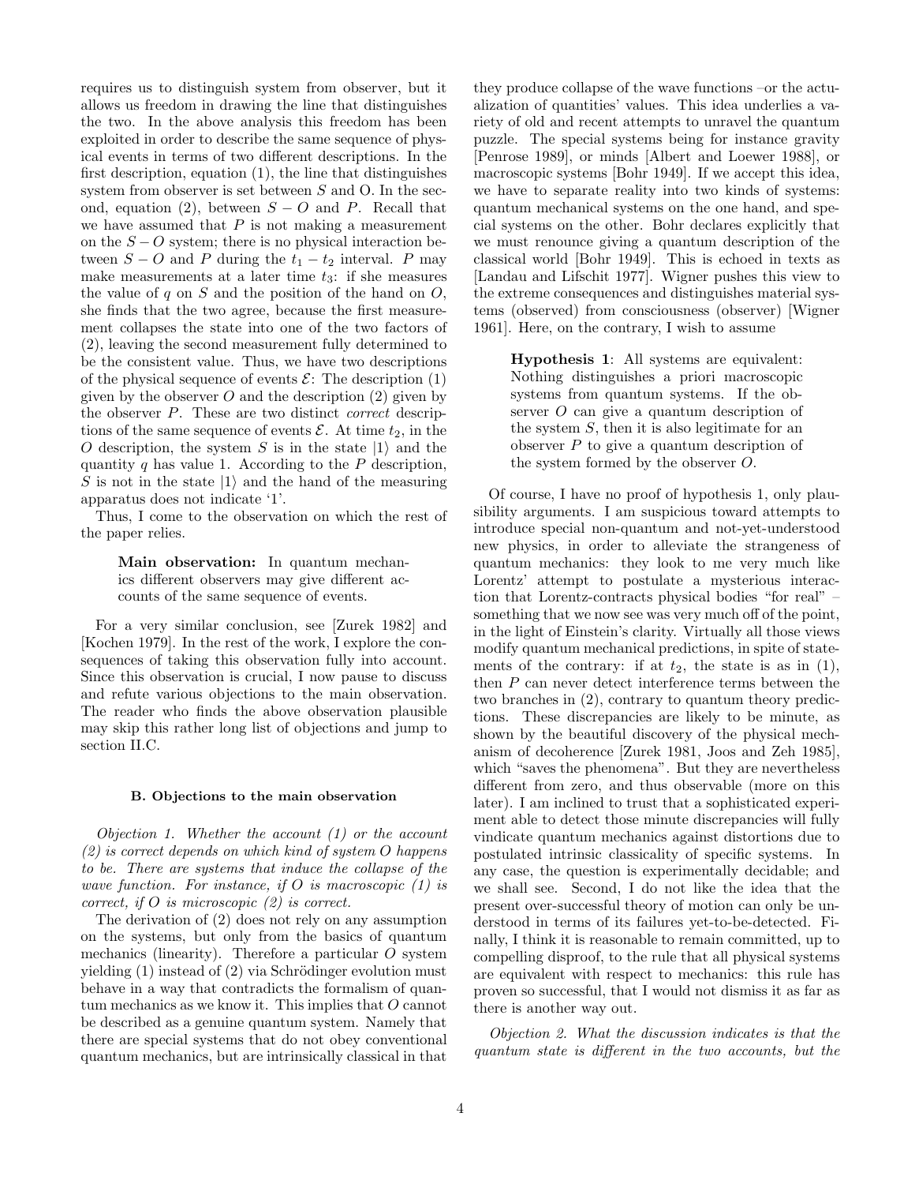requires us to distinguish system from observer, but it allows us freedom in drawing the line that distinguishes the two. In the above analysis this freedom has been exploited in order to describe the same sequence of physical events in terms of two different descriptions. In the first description, equation (1), the line that distinguishes system from observer is set between $S$ and O. In the second, equation (2), between $S-O$ and $P$. Recall that we have assumed that $P$ is not making a measurement on the $S-O$ system; there is no physical interaction between $S-O$ and $P$ during the $t_1 - t_2$ interval. $P$ may make measurements at a later time $t_3$: if she measures the value of $q$ on $S$ and the position of the hand on $O$, she finds that the two agree, because the first measurement collapses the state into one of the two factors of (2), leaving the second measurement fully determined to be the consistent value. Thus, we have two descriptions of the physical sequence of events $\mathcal{E}$: The description (1) given by the observer $O$ and the description (2) given by the observer $P$. These are two distinct *correct* descriptions of the same sequence of events $\mathcal{E}$. At time $t_2$, in the $O$ description, the system $S$ is in the state $|1\rangle$ and the quantity $q$ has value 1. According to the $P$ description, $S$ is not in the state $|1\rangle$ and the hand of the measuring apparatus does not indicate '1'.

Thus, I come to the observation on which the rest of the paper relies.

> **Main observation:** In quantum mechanics different observers may give different accounts of the same sequence of events.

For a very similar conclusion, see [Zurek 1982] and [Kochen 1979]. In the rest of the work, I explore the consequences of taking this observation fully into account. Since this observation is crucial, I now pause to discuss and refute various objections to the main observation. The reader who finds the above observation plausible may skip this rather long list of objections and jump to section II.C.

### B. Objections to the main observation

*Objection 1. Whether the account (1) or the account (2) is correct depends on which kind of system O happens to be. There are systems that induce the collapse of the wave function. For instance, if O is macroscopic (1) is correct, if O is microscopic (2) is correct.*

The derivation of (2) does not rely on any assumption on the systems, but only from the basics of quantum mechanics (linearity). Therefore a particular $O$ system yielding (1) instead of (2) via Schrödinger evolution must behave in a way that contradicts the formalism of quantum mechanics as we know it. This implies that $O$ cannot be described as a genuine quantum system. Namely that there are special systems that do not obey conventional quantum mechanics, but are intrinsically classical in that they produce collapse of the wave functions –or the actualization of quantities' values. This idea underlies a variety of old and recent attempts to unravel the quantum puzzle. The special systems being for instance gravity [Penrose 1989], or minds [Albert and Loewer 1988], or macroscopic systems [Bohr 1949]. If we accept this idea, we have to separate reality into two kinds of systems: quantum mechanical systems on the one hand, and special systems on the other. Bohr declares explicitly that we must renounce giving a quantum description of the classical world [Bohr 1949]. This is echoed in texts as [Landau and Lifschit 1977]. Wigner pushes this view to the extreme consequences and distinguishes material systems (observed) from consciousness (observer) [Wigner 1961]. Here, on the contrary, I wish to assume

> **Hypothesis 1**: All systems are equivalent: Nothing distinguishes a priori macroscopic systems from quantum systems. If the observer $O$ can give a quantum description of the system $S$, then it is also legitimate for an observer $P$ to give a quantum description of the system formed by the observer $O$.

Of course, I have no proof of hypothesis 1, only plausibility arguments. I am suspicious toward attempts to introduce special non-quantum and not-yet-understood new physics, in order to alleviate the strangeness of quantum mechanics: they look to me very much like Lorentz' attempt to postulate a mysterious interaction that Lorentz-contracts physical bodies "for real" – something that we now see was very much off of the point, in the light of Einstein's clarity. Virtually all those views modify quantum mechanical predictions, in spite of statements of the contrary: if at $t_2$, the state is as in (1), then $P$ can never detect interference terms between the two branches in (2), contrary to quantum theory predictions. These discrepancies are likely to be minute, as shown by the beautiful discovery of the physical mechanism of decoherence [Zurek 1981, Joos and Zeh 1985], which "saves the phenomena". But they are nevertheless different from zero, and thus observable (more on this later). I am inclined to trust that a sophisticated experiment able to detect those minute discrepancies will fully vindicate quantum mechanics against distortions due to postulated intrinsic classicality of specific systems. In any case, the question is experimentally decidable; and we shall see. Second, I do not like the idea that the present over-successful theory of motion can only be understood in terms of its failures yet-to-be-detected. Finally, I think it is reasonable to remain committed, up to compelling disproof, to the rule that all physical systems are equivalent with respect to mechanics: this rule has proven so successful, that I would not dismiss it as far as there is another way out.

*Objection 2. What the discussion indicates is that the quantum state is different in the two accounts, but the*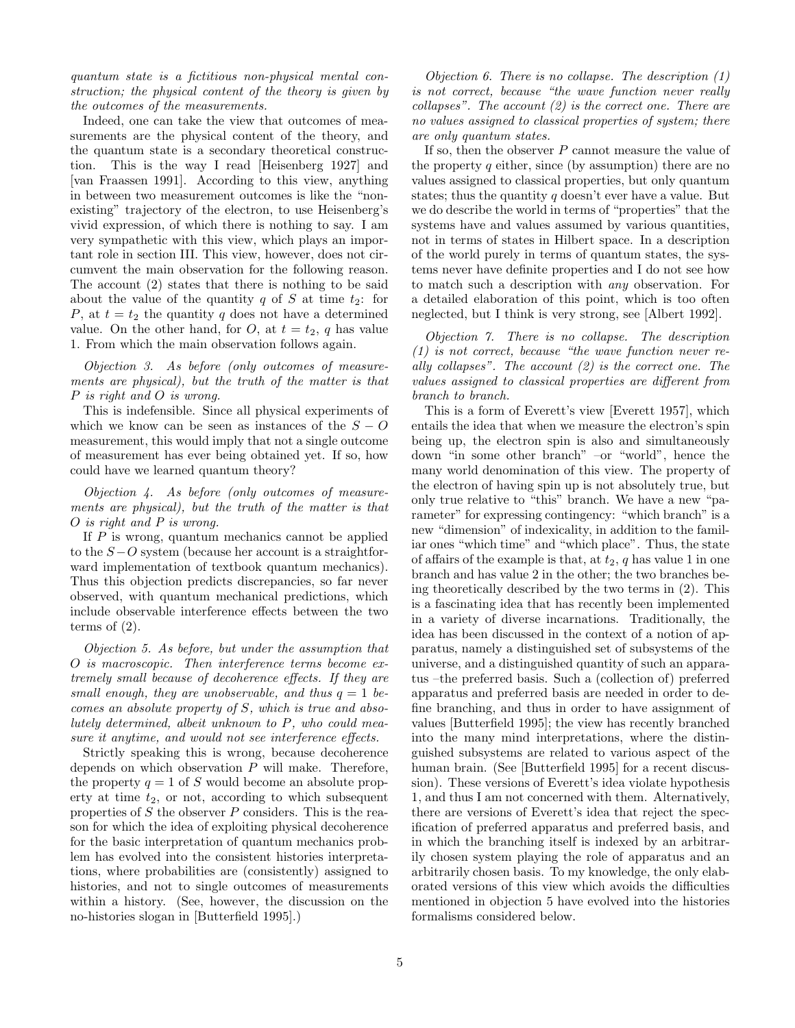*quantum state is a fictitious non-physical mental construction; the physical content of the theory is given by the outcomes of the measurements.*

Indeed, one can take the view that outcomes of measurements are the physical content of the theory, and the quantum state is a secondary theoretical construction. This is the way I read [Heisenberg 1927] and [van Fraassen 1991]. According to this view, anything in between two measurement outcomes is like the "non-existing" trajectory of the electron, to use Heisenberg's vivid expression, of which there is nothing to say. I am very sympathetic with this view, which plays an important role in section III. This view, however, does not circumvent the main observation for the following reason. The account (2) states that there is nothing to be said about the value of the quantity $q$ of $S$ at time $t_2$: for $P$, at $t = t_2$ the quantity $q$ does not have a determined value. On the other hand, for $O$, at $t = t_2$, $q$ has value 1. From which the main observation follows again.

*Objection 3. As before (only outcomes of measurements are physical), but the truth of the matter is that $P$ is right and $O$ is wrong.*

This is indefensible. Since all physical experiments of which we know can be seen as instances of the $S - O$ measurement, this would imply that not a single outcome of measurement has ever being obtained yet. If so, how could have we learned quantum theory?

*Objection 4. As before (only outcomes of measurements are physical), but the truth of the matter is that $O$ is right and $P$ is wrong.*

If $P$ is wrong, quantum mechanics cannot be applied to the $S-O$ system (because her account is a straightforward implementation of textbook quantum mechanics). Thus this objection predicts discrepancies, so far never observed, with quantum mechanical predictions, which include observable interference effects between the two terms of (2).

*Objection 5. As before, but under the assumption that $O$ is macroscopic. Then interference terms become extremely small because of decoherence effects. If they are small enough, they are unobservable, and thus $q = 1$ becomes an absolute property of $S$, which is true and absolutely determined, albeit unknown to $P$, who could measure it anytime, and would not see interference effects.*

Strictly speaking this is wrong, because decoherence depends on which observation $P$ will make. Therefore, the property $q = 1$ of $S$ would become an absolute property at time $t_2$, or not, according to which subsequent properties of $S$ the observer $P$ considers. This is the reason for which the idea of exploiting physical decoherence for the basic interpretation of quantum mechanics problem has evolved into the consistent histories interpretations, where probabilities are (consistently) assigned to histories, and not to single outcomes of measurements within a history. (See, however, the discussion on the no-histories slogan in [Butterfield 1995].)

*Objection 6. There is no collapse. The description (1) is not correct, because "the wave function never really collapses". The account (2) is the correct one. There are no values assigned to classical properties of system; there are only quantum states.*

If so, then the observer $P$ cannot measure the value of the property $q$ either, since (by assumption) there are no values assigned to classical properties, but only quantum states; thus the quantity $q$ doesn't ever have a value. But we do describe the world in terms of "properties" that the systems have and values assumed by various quantities, not in terms of states in Hilbert space. In a description of the world purely in terms of quantum states, the systems never have definite properties and I do not see how to match such a description with *any* observation. For a detailed elaboration of this point, which is too often neglected, but I think is very strong, see [Albert 1992].

*Objection 7. There is no collapse. The description (1) is not correct, because "the wave function never really collapses". The account (2) is the correct one. The values assigned to classical properties are different from branch to branch.*

This is a form of Everett's view [Everett 1957], which entails the idea that when we measure the electron's spin being up, the electron spin is also and simultaneously down "in some other branch" –or "world", hence the many world denomination of this view. The property of the electron of having spin up is not absolutely true, but only true relative to "this" branch. We have a new "parameter" for expressing contingency: "which branch" is a new "dimension" of indexicality, in addition to the familiar ones "which time" and "which place". Thus, the state of affairs of the example is that, at $t_2$, $q$ has value 1 in one branch and has value 2 in the other; the two branches being theoretically described by the two terms in (2). This is a fascinating idea that has recently been implemented in a variety of diverse incarnations. Traditionally, the idea has been discussed in the context of a notion of apparatus, namely a distinguished set of subsystems of the universe, and a distinguished quantity of such an apparatus –the preferred basis. Such a (collection of) preferred apparatus and preferred basis are needed in order to define branching, and thus in order to have assignment of values [Butterfield 1995]; the view has recently branched into the many mind interpretations, where the distinguished subsystems are related to various aspect of the human brain. (See [Butterfield 1995] for a recent discussion). These versions of Everett's idea violate hypothesis 1, and thus I am not concerned with them. Alternatively, there are versions of Everett's idea that reject the specification of preferred apparatus and preferred basis, and in which the branching itself is indexed by an arbitrarily chosen system playing the role of apparatus and an arbitrarily chosen basis. To my knowledge, the only elaborated versions of this view which avoids the difficulties mentioned in objection 5 have evolved into the histories formalisms considered below.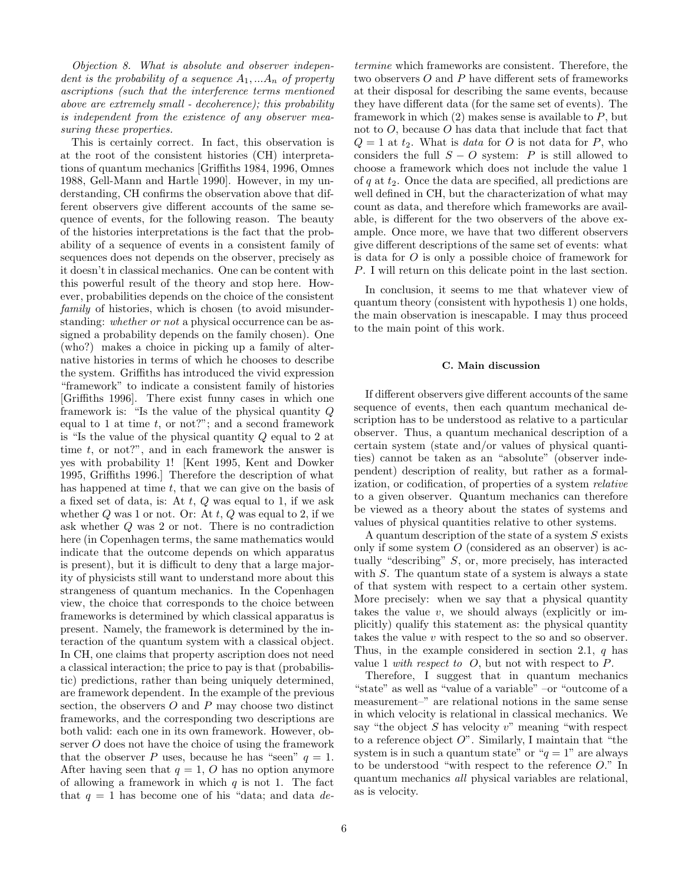*Objection 8. What is absolute and observer independent is the probability of a sequence $A_1, ...A_n$ of property ascriptions (such that the interference terms mentioned above are extremely small - decoherence); this probability is independent from the existence of any observer measuring these properties.*

This is certainly correct. In fact, this observation is at the root of the consistent histories (CH) interpretations of quantum mechanics [Griffiths 1984, 1996, Omnes 1988, Gell-Mann and Hartle 1990]. However, in my understanding, CH confirms the observation above that different observers give different accounts of the same sequence of events, for the following reason. The beauty of the histories interpretations is the fact that the probability of a sequence of events in a consistent family of sequences does not depends on the observer, precisely as it doesn't in classical mechanics. One can be content with this powerful result of the theory and stop here. However, probabilities depends on the choice of the consistent *family* of histories, which is chosen (to avoid misunderstanding: *whether or not* a physical occurrence can be assigned a probability depends on the family chosen). One (who?) makes a choice in picking up a family of alternative histories in terms of which he chooses to describe the system. Griffiths has introduced the vivid expression "framework" to indicate a consistent family of histories [Griffiths 1996]. There exist funny cases in which one framework is: "Is the value of the physical quantity $Q$ equal to 1 at time $t$, or not?"; and a second framework is "Is the value of the physical quantity $Q$ equal to 2 at time $t$, or not?", and in each framework the answer is yes with probability 1! [Kent 1995, Kent and Dowker 1995, Griffiths 1996.] Therefore the description of what has happened at time $t$, that we can give on the basis of a fixed set of data, is: At $t$, $Q$ was equal to 1, if we ask whether $Q$ was 1 or not. Or: At $t$, $Q$ was equal to 2, if we ask whether $Q$ was 2 or not. There is no contradiction here (in Copenhagen terms, the same mathematics would indicate that the outcome depends on which apparatus is present), but it is difficult to deny that a large majority of physicists still want to understand more about this strangeness of quantum mechanics. In the Copenhagen view, the choice that corresponds to the choice between frameworks is determined by which classical apparatus is present. Namely, the framework is determined by the interaction of the quantum system with a classical object. In CH, one claims that property ascription does not need a classical interaction; the price to pay is that (probabilistic) predictions, rather than being uniquely determined, are framework dependent. In the example of the previous section, the observers $O$ and $P$ may choose two distinct frameworks, and the corresponding two descriptions are both valid: each one in its own framework. However, observer $O$ does not have the choice of using the framework that the observer $P$ uses, because he has "seen" $q = 1$. After having seen that $q = 1$, $O$ has no option anymore of allowing a framework in which $q$ is not 1. The fact that $q = 1$ has become one of his "data; and data *determine* which frameworks are consistent. Therefore, the two observers $O$ and $P$ have different sets of frameworks at their disposal for describing the same events, because they have different data (for the same set of events). The framework in which (2) makes sense is available to $P$, but not to $O$, because $O$ has data that include that fact that $Q = 1$ at $t_2$. What is *data* for $O$ is not data for $P$, who considers the full $S - O$ system: $P$ is still allowed to choose a framework which does not include the value 1 of $q$ at $t_2$. Once the data are specified, all predictions are well defined in CH, but the characterization of what may count as data, and therefore which frameworks are available, is different for the two observers of the above example. Once more, we have that two different observers give different descriptions of the same set of events: what is data for $O$ is only a possible choice of framework for $P$. I will return on this delicate point in the last section.

In conclusion, it seems to me that whatever view of quantum theory (consistent with hypothesis 1) one holds, the main observation is inescapable. I may thus proceed to the main point of this work.

### C. Main discussion

If different observers give different accounts of the same sequence of events, then each quantum mechanical description has to be understood as relative to a particular observer. Thus, a quantum mechanical description of a certain system (state and/or values of physical quantities) cannot be taken as an "absolute" (observer independent) description of reality, but rather as a formalization, or codification, of properties of a system *relative* to a given observer. Quantum mechanics can therefore be viewed as a theory about the states of systems and values of physical quantities relative to other systems.

A quantum description of the state of a system $S$ exists only if some system $O$ (considered as an observer) is actually "describing" $S$, or, more precisely, has interacted with $S$. The quantum state of a system is always a state of that system with respect to a certain other system. More precisely: when we say that a physical quantity takes the value $v$, we should always (explicitly or implicitly) qualify this statement as: the physical quantity takes the value $v$ with respect to the so and so observer. Thus, in the example considered in section 2.1, $q$ has value 1 *with respect to* $O$, but not with respect to $P$.

Therefore, I suggest that in quantum mechanics "state" as well as "value of a variable" –or "outcome of a measurement–" are relational notions in the same sense in which velocity is relational in classical mechanics. We say "the object $S$ has velocity $v$" meaning "with respect to a reference object $O$". Similarly, I maintain that "the system is in such a quantum state" or "$q = 1$" are always to be understood "with respect to the reference $O$." In quantum mechanics *all* physical variables are relational, as is velocity.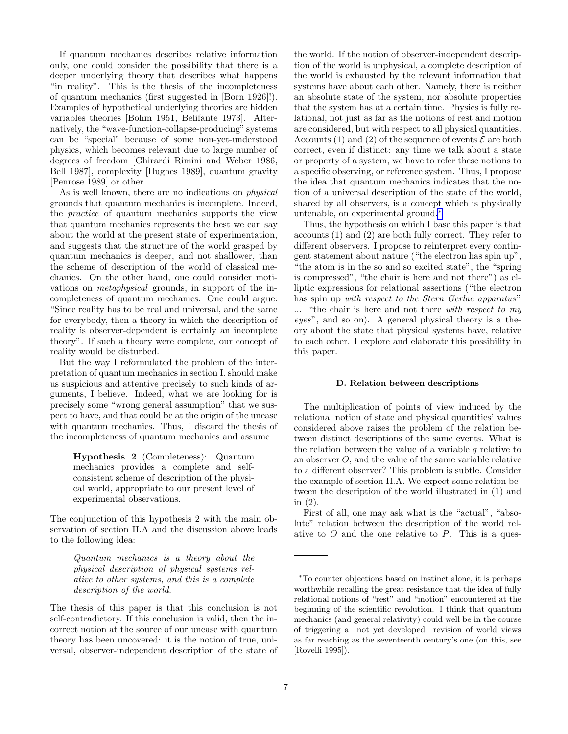If quantum mechanics describes relative information only, one could consider the possibility that there is a deeper underlying theory that describes what happens "in reality". This is the thesis of the incompleteness of quantum mechanics (first suggested in [Born 1926]!). Examples of hypothetical underlying theories are hidden variables theories [Bohm 1951, Belifante 1973]. Alternatively, the "wave-function-collapse-producing" systems can be "special" because of some non-yet-understood physics, which becomes relevant due to large number of degrees of freedom [Ghirardi Rimini and Weber 1986, Bell 1987], complexity [Hughes 1989], quantum gravity [Penrose 1989] or other.

As is well known, there are no indications on *physical* grounds that quantum mechanics is incomplete. Indeed, the *practice* of quantum mechanics supports the view that quantum mechanics represents the best we can say about the world at the present state of experimentation, and suggests that the structure of the world grasped by quantum mechanics is deeper, and not shallower, than the scheme of description of the world of classical mechanics. On the other hand, one could consider motivations on *metaphysical* grounds, in support of the incompleteness of quantum mechanics. One could argue: "Since reality has to be real and universal, and the same for everybody, then a theory in which the description of reality is observer-dependent is certainly an incomplete theory". If such a theory were complete, our concept of reality would be disturbed.

But the way I reformulated the problem of the interpretation of quantum mechanics in section I. should make us suspicious and attentive precisely to such kinds of arguments, I believe. Indeed, what we are looking for is precisely some "wrong general assumption" that we suspect to have, and that could be at the origin of the unease with quantum mechanics. Thus, I discard the thesis of the incompleteness of quantum mechanics and assume

> **Hypothesis 2** (Completeness): Quantum mechanics provides a complete and self-consistent scheme of description of the physical world, appropriate to our present level of experimental observations.

The conjunction of this hypothesis 2 with the main observation of section II.A and the discussion above leads to the following idea:

> *Quantum mechanics is a theory about the physical description of physical systems relative to other systems, and this is a complete description of the world.*

The thesis of this paper is that this conclusion is not self-contradictory. If this conclusion is valid, then the incorrect notion at the source of our unease with quantum theory has been uncovered: it is the notion of true, universal, observer-independent description of the state of the world. If the notion of observer-independent description of the world is unphysical, a complete description of the world is exhausted by the relevant information that systems have about each other. Namely, there is neither an absolute state of the system, nor absolute properties that the system has at a certain time. Physics is fully relational, not just as far as the notions of rest and motion are considered, but with respect to all physical quantities. Accounts (1) and (2) of the sequence of events $\mathcal{E}$ are both correct, even if distinct: any time we talk about a state or property of a system, we have to refer these notions to a specific observing, or reference system. Thus, I propose the idea that quantum mechanics indicates that the notion of a universal description of the state of the world, shared by all observers, is a concept which is physically untenable, on experimental ground.[*]

Thus, the hypothesis on which I base this paper is that accounts (1) and (2) are both fully correct. They refer to different observers. I propose to reinterpret every contingent statement about nature ("the electron has spin up", "the atom is in the so and so excited state", the "spring is compressed", "the chair is here and not there") as elliptic expressions for relational assertions ("the electron has spin up *with respect to the Stern Gerlac apparatus*" ... "the chair is here and not there *with respect to my eyes*", and so on). A general physical theory is a theory about the state that physical systems have, relative to each other. I explore and elaborate this possibility in this paper.

#### D. Relation between descriptions

The multiplication of points of view induced by the relational notion of state and physical quantities' values considered above raises the problem of the relation between distinct descriptions of the same events. What is the relation between the value of a variable $q$ relative to an observer $O$, and the value of the same variable relative to a different observer? This problem is subtle. Consider the example of section II.A. We expect some relation between the description of the world illustrated in (1) and in (2).

First of all, one may ask what is the "actual", "absolute" relation between the description of the world relative to $O$ and the one relative to $P$. This is a ques-

[*] To counter objections based on instinct alone, it is perhaps worthwhile recalling the great resistance that the idea of fully relational notions of "rest" and "motion" encountered at the beginning of the scientific revolution. I think that quantum mechanics (and general relativity) could well be in the course of triggering a –not yet developed– revision of world views as far reaching as the seventeenth century's one (on this, see [Rovelli 1995]).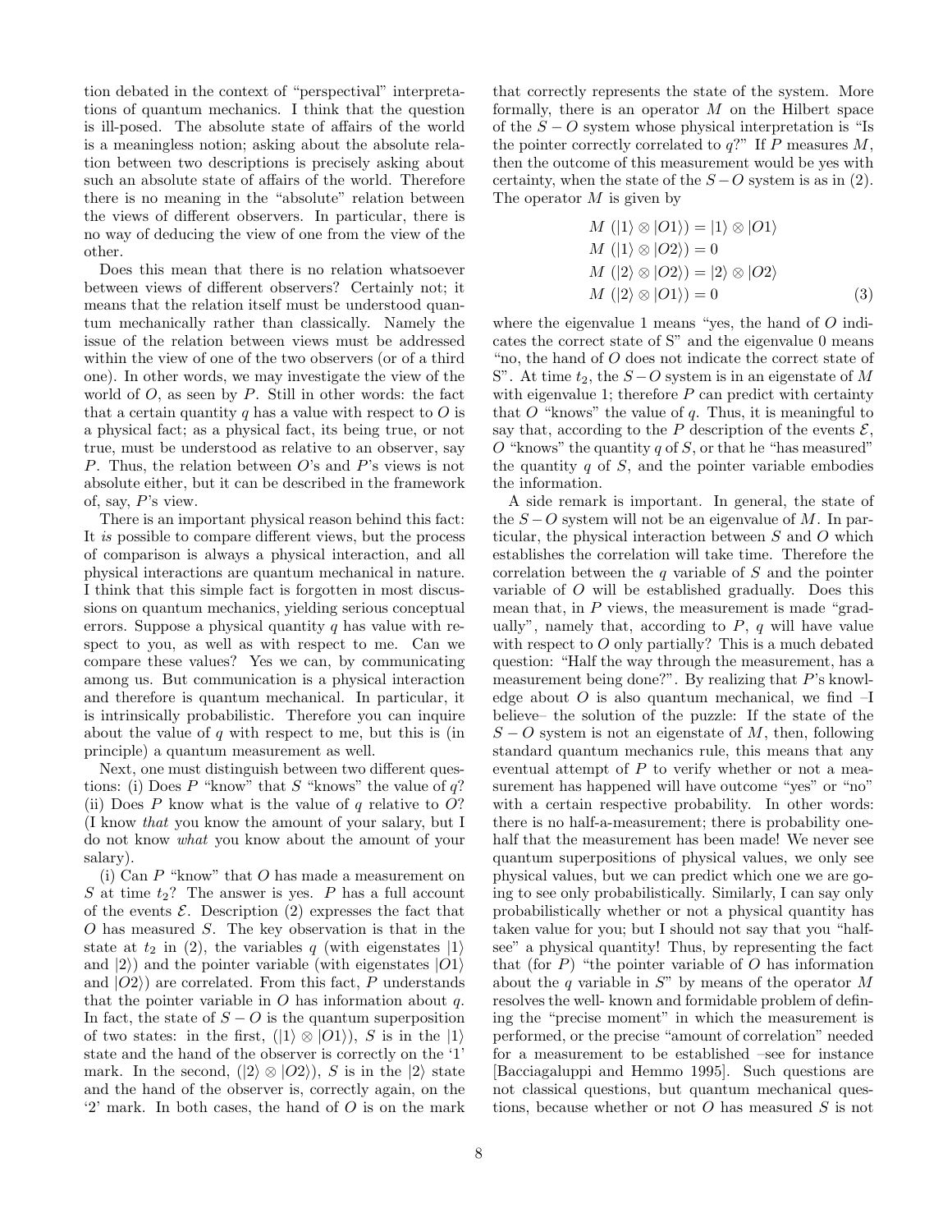tion debated in the context of "perspectival" interpretations of quantum mechanics. I think that the question is ill-posed. The absolute state of affairs of the world is a meaningless notion; asking about the absolute relation between two descriptions is precisely asking about such an absolute state of affairs of the world. Therefore there is no meaning in the "absolute" relation between the views of different observers. In particular, there is no way of deducing the view of one from the view of the other.

Does this mean that there is no relation whatsoever between views of different observers? Certainly not; it means that the relation itself must be understood quantum mechanically rather than classically. Namely the issue of the relation between views must be addressed within the view of one of the two observers (or of a third one). In other words, we may investigate the view of the world of $O$, as seen by $P$. Still in other words: the fact that a certain quantity $q$ has a value with respect to $O$ is a physical fact; as a physical fact, its being true, or not true, must be understood as relative to an observer, say $P$. Thus, the relation between $O$'s and $P$'s views is not absolute either, but it can be described in the framework of, say, $P$'s view.

There is an important physical reason behind this fact: It *is* possible to compare different views, but the process of comparison is always a physical interaction, and all physical interactions are quantum mechanical in nature. I think that this simple fact is forgotten in most discussions on quantum mechanics, yielding serious conceptual errors. Suppose a physical quantity $q$ has value with respect to you, as well as with respect to me. Can we compare these values? Yes we can, by communicating among us. But communication is a physical interaction and therefore is quantum mechanical. In particular, it is intrinsically probabilistic. Therefore you can inquire about the value of $q$ with respect to me, but this is (in principle) a quantum measurement as well.

Next, one must distinguish between two different questions: (i) Does $P$ "know" that $S$ "knows" the value of $q$? (ii) Does $P$ know what is the value of $q$ relative to $O$? (I know *that* you know the amount of your salary, but I do not know *what* you know about the amount of your salary).

(i) Can $P$ "know" that $O$ has made a measurement on $S$ at time $t_2$? The answer is yes. $P$ has a full account of the events $\mathcal{E}$. Description (2) expresses the fact that $O$ has measured $S$. The key observation is that in the state at $t_2$ in (2), the variables $q$ (with eigenstates $|1\rangle$ and $|2\rangle$) and the pointer variable (with eigenstates $|O1\rangle$ and $|O2\rangle$) are correlated. From this fact, $P$ understands that the pointer variable in $O$ has information about $q$. In fact, the state of $S-O$ is the quantum superposition of two states: in the first, $(|1\rangle \otimes |O1\rangle)$, $S$ is in the $|1\rangle$ state and the hand of the observer is correctly on the '1' mark. In the second, $(|2\rangle \otimes |O2\rangle)$, $S$ is in the $|2\rangle$ state and the hand of the observer is, correctly again, on the '2' mark. In both cases, the hand of $O$ is on the mark that correctly represents the state of the system. More formally, there is an operator $M$ on the Hilbert space of the $S-O$ system whose physical interpretation is "Is the pointer correctly correlated to $q$?" If $P$ measures $M$, then the outcome of this measurement would be yes with certainty, when the state of the $S-O$ system is as in (2). The operator $M$ is given by

$$
\begin{aligned}
M\ (|1\rangle \otimes |O1\rangle) &= |1\rangle \otimes |O1\rangle \\
M\ (|1\rangle \otimes |O2\rangle) &= 0 \\
M\ (|2\rangle \otimes |O2\rangle) &= |2\rangle \otimes |O2\rangle \\
M\ (|2\rangle \otimes |O1\rangle) &= 0
\end{aligned}
\qquad (3)
$$

where the eigenvalue 1 means "yes, the hand of $O$ indicates the correct state of S" and the eigenvalue 0 means "no, the hand of $O$ does not indicate the correct state of S". At time $t_2$, the $S-O$ system is in an eigenstate of $M$ with eigenvalue 1; therefore $P$ can predict with certainty that $O$ "knows" the value of $q$. Thus, it is meaningful to say that, according to the $P$ description of the events $\mathcal{E}$, $O$ "knows" the quantity $q$ of $S$, or that he "has measured" the quantity $q$ of $S$, and the pointer variable embodies the information.

A side remark is important. In general, the state of the $S-O$ system will not be an eigenvalue of $M$. In particular, the physical interaction between $S$ and $O$ which establishes the correlation will take time. Therefore the correlation between the $q$ variable of $S$ and the pointer variable of $O$ will be established gradually. Does this mean that, in $P$ views, the measurement is made "gradually", namely that, according to $P$, $q$ will have value with respect to $O$ only partially? This is a much debated question: "Half the way through the measurement, has a measurement being done?". By realizing that $P$'s knowledge about $O$ is also quantum mechanical, we find –I believe– the solution of the puzzle: If the state of the $S-O$ system is not an eigenstate of $M$, then, following standard quantum mechanics rule, this means that any eventual attempt of $P$ to verify whether or not a measurement has happened will have outcome "yes" or "no" with a certain respective probability. In other words: there is no half-a-measurement; there is probability one-half that the measurement has been made! We never see quantum superpositions of physical values, we only see physical values, but we can predict which one we are going to see only probabilistically. Similarly, I can say only probabilistically whether or not a physical quantity has taken value for you; but I should not say that you "half-see" a physical quantity! Thus, by representing the fact that (for $P$) "the pointer variable of $O$ has information about the $q$ variable in $S$" by means of the operator $M$ resolves the well- known and formidable problem of defining the "precise moment" in which the measurement is performed, or the precise "amount of correlation" needed for a measurement to be established –see for instance [Bacciagaluppi and Hemmo 1995]. Such questions are not classical questions, but quantum mechanical questions, because whether or not $O$ has measured $S$ is not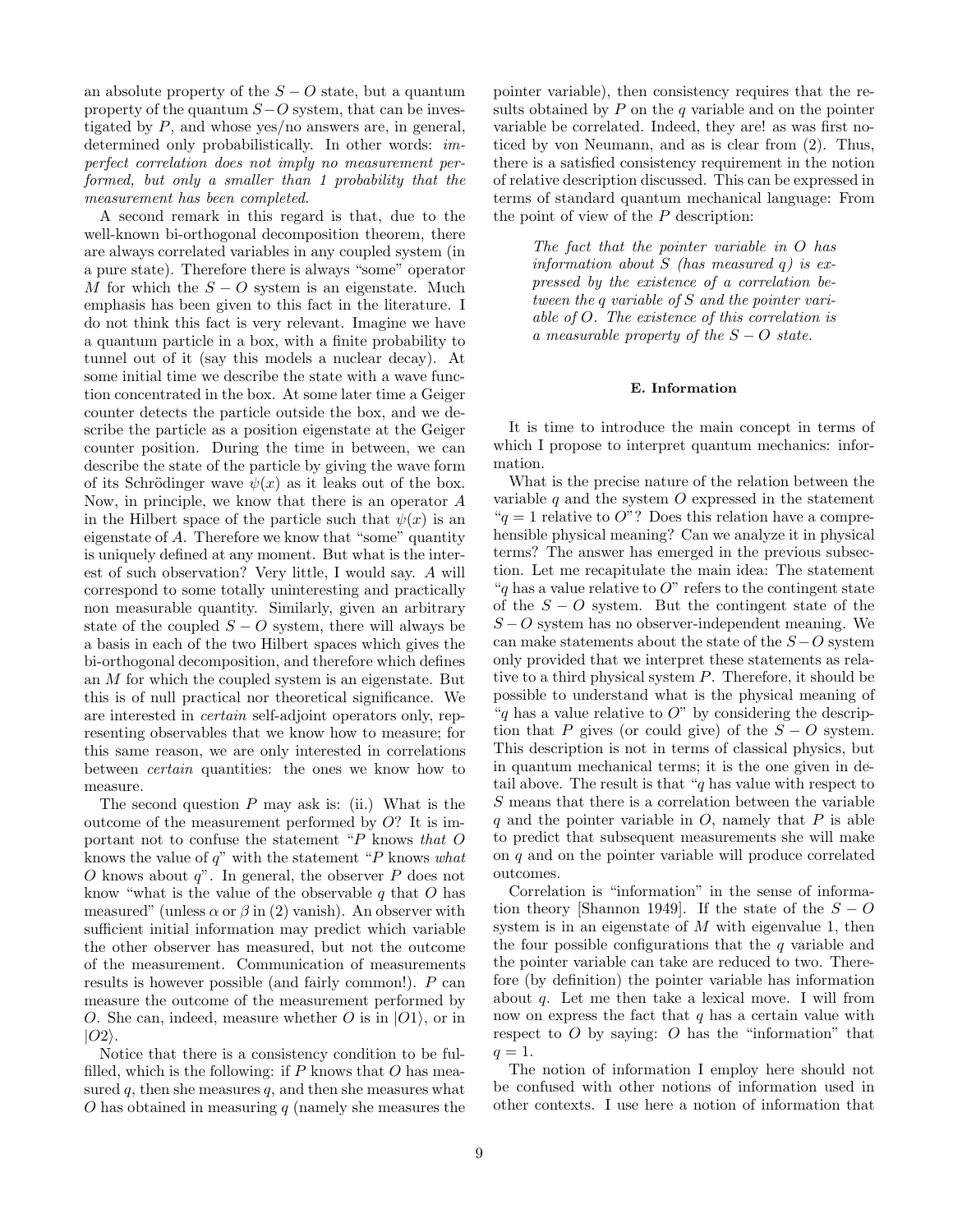an absolute property of the $S - O$ state, but a quantum property of the quantum $S-O$ system, that can be investigated by $P$, and whose yes/no answers are, in general, determined only probabilistically. In other words: *imperfect correlation does not imply no measurement performed, but only a smaller than 1 probability that the measurement has been completed.*

A second remark in this regard is that, due to the well-known bi-orthogonal decomposition theorem, there are always correlated variables in any coupled system (in a pure state). Therefore there is always "some" operator $M$ for which the $S - O$ system is an eigenstate. Much emphasis has been given to this fact in the literature. I do not think this fact is very relevant. Imagine we have a quantum particle in a box, with a finite probability to tunnel out of it (say this models a nuclear decay). At some initial time we describe the state with a wave function concentrated in the box. At some later time a Geiger counter detects the particle outside the box, and we describe the particle as a position eigenstate at the Geiger counter position. During the time in between, we can describe the state of the particle by giving the wave form of its Schrödinger wave $\psi(x)$ as it leaks out of the box. Now, in principle, we know that there is an operator $A$ in the Hilbert space of the particle such that $\psi(x)$ is an eigenstate of $A$. Therefore we know that "some" quantity is uniquely defined at any moment. But what is the interest of such observation? Very little, I would say. $A$ will correspond to some totally uninteresting and practically non measurable quantity. Similarly, given an arbitrary state of the coupled $S - O$ system, there will always be a basis in each of the two Hilbert spaces which gives the bi-orthogonal decomposition, and therefore which defines an $M$ for which the coupled system is an eigenstate. But this is of null practical nor theoretical significance. We are interested in *certain* self-adjoint operators only, representing observables that we know how to measure; for this same reason, we are only interested in correlations between *certain* quantities: the ones we know how to measure.

The second question $P$ may ask is: (ii.) What is the outcome of the measurement performed by $O$? It is important not to confuse the statement "$P$ knows *that* $O$ knows the value of $q$" with the statement "$P$ knows *what* $O$ knows about $q$". In general, the observer $P$ does not know "what is the value of the observable $q$ that $O$ has measured" (unless $\alpha$ or $\beta$ in (2) vanish). An observer with sufficient initial information may predict which variable the other observer has measured, but not the outcome of the measurement. Communication of measurements results is however possible (and fairly common!). $P$ can measure the outcome of the measurement performed by $O$. She can, indeed, measure whether $O$ is in $|O1\rangle$, or in $|O2\rangle$.

Notice that there is a consistency condition to be fulfilled, which is the following: if $P$ knows that $O$ has measured $q$, then she measures $q$, and then she measures what $O$ has obtained in measuring $q$ (namely she measures the pointer variable), then consistency requires that the results obtained by $P$ on the $q$ variable and on the pointer variable be correlated. Indeed, they are! as was first noticed by von Neumann, and as is clear from (2). Thus, there is a satisfied consistency requirement in the notion of relative description discussed. This can be expressed in terms of standard quantum mechanical language: From the point of view of the $P$ description:

> *The fact that the pointer variable in $O$ has information about $S$ (has measured $q$) is expressed by the existence of a correlation between the $q$ variable of $S$ and the pointer variable of $O$. The existence of this correlation is a measurable property of the $S - O$ state.*

### E. Information

It is time to introduce the main concept in terms of which I propose to interpret quantum mechanics: information.

What is the precise nature of the relation between the variable $q$ and the system $O$ expressed in the statement "$q = 1$ relative to $O$"? Does this relation have a comprehensible physical meaning? Can we analyze it in physical terms? The answer has emerged in the previous subsection. Let me recapitulate the main idea: The statement "$q$ has a value relative to $O$" refers to the contingent state of the $S - O$ system. But the contingent state of the $S - O$ system has no observer-independent meaning. We can make statements about the state of the $S-O$ system only provided that we interpret these statements as relative to a third physical system $P$. Therefore, it should be possible to understand what is the physical meaning of "$q$ has a value relative to $O$" by considering the description that $P$ gives (or could give) of the $S - O$ system. This description is not in terms of classical physics, but in quantum mechanical terms; it is the one given in detail above. The result is that "$q$ has value with respect to $S$ means that there is a correlation between the variable $q$ and the pointer variable in $O$, namely that $P$ is able to predict that subsequent measurements she will make on $q$ and on the pointer variable will produce correlated outcomes.

Correlation is "information" in the sense of information theory [Shannon 1949]. If the state of the $S - O$ system is in an eigenstate of $M$ with eigenvalue 1, then the four possible configurations that the $q$ variable and the pointer variable can take are reduced to two. Therefore (by definition) the pointer variable has information about $q$. Let me then take a lexical move. I will from now on express the fact that $q$ has a certain value with respect to $O$ by saying: $O$ has the "information" that $q = 1$.

The notion of information I employ here should not be confused with other notions of information used in other contexts. I use here a notion of information that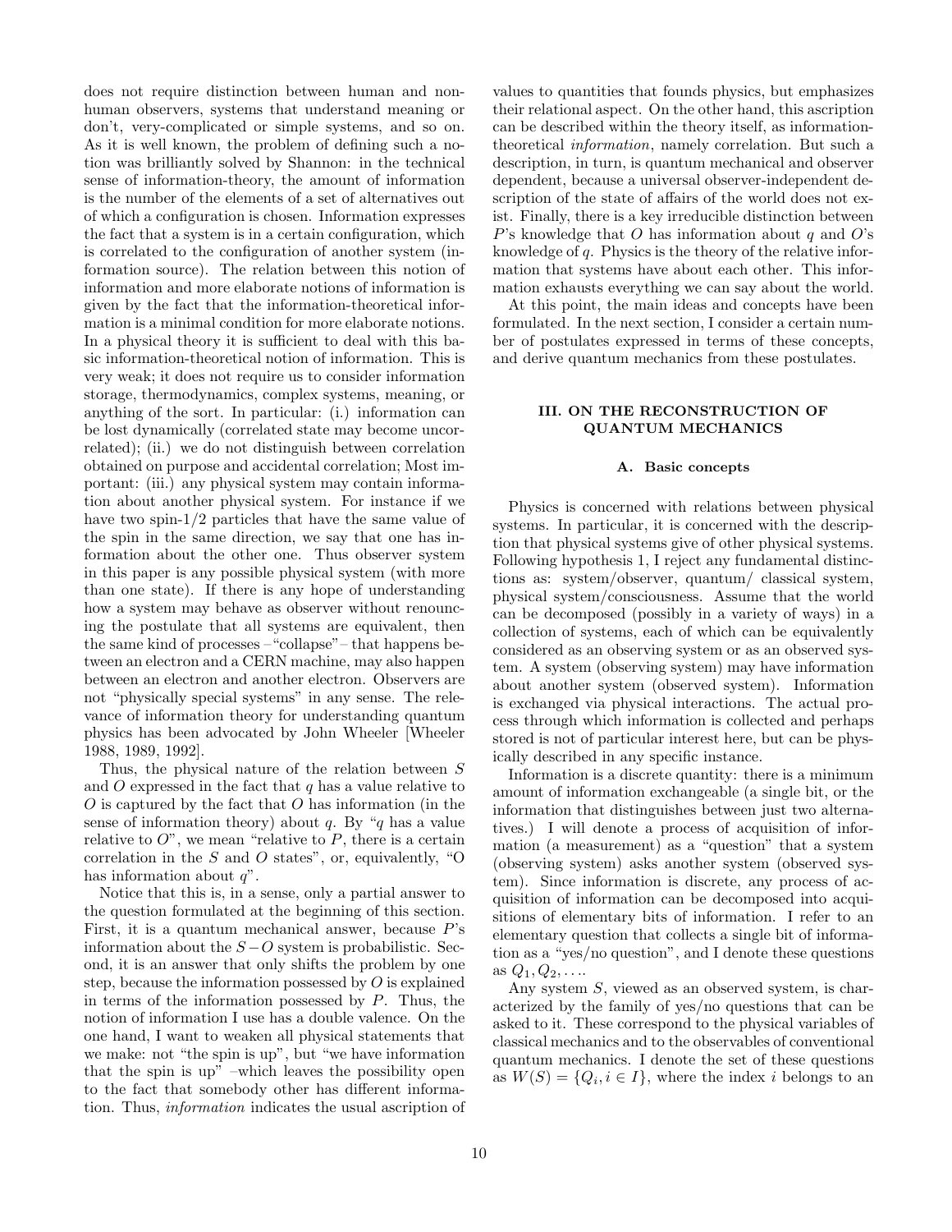does not require distinction between human and non-human observers, systems that understand meaning or don't, very-complicated or simple systems, and so on. As it is well known, the problem of defining such a notion was brilliantly solved by Shannon: in the technical sense of information-theory, the amount of information is the number of the elements of a set of alternatives out of which a configuration is chosen. Information expresses the fact that a system is in a certain configuration, which is correlated to the configuration of another system (information source). The relation between this notion of information and more elaborate notions of information is given by the fact that the information-theoretical information is a minimal condition for more elaborate notions. In a physical theory it is sufficient to deal with this basic information-theoretical notion of information. This is very weak; it does not require us to consider information storage, thermodynamics, complex systems, meaning, or anything of the sort. In particular: (i.) information can be lost dynamically (correlated state may become uncorrelated); (ii.) we do not distinguish between correlation obtained on purpose and accidental correlation; Most important: (iii.) any physical system may contain information about another physical system. For instance if we have two spin-1/2 particles that have the same value of the spin in the same direction, we say that one has information about the other one. Thus observer system in this paper is any possible physical system (with more than one state). If there is any hope of understanding how a system may behave as observer without renouncing the postulate that all systems are equivalent, then the same kind of processes –"collapse"– that happens between an electron and a CERN machine, may also happen between an electron and another electron. Observers are not "physically special systems" in any sense. The relevance of information theory for understanding quantum physics has been advocated by John Wheeler [Wheeler 1988, 1989, 1992].

Thus, the physical nature of the relation between $S$ and $O$ expressed in the fact that $q$ has a value relative to $O$ is captured by the fact that $O$ has information (in the sense of information theory) about $q$. By "$q$ has a value relative to $O$", we mean "relative to $P$, there is a certain correlation in the $S$ and $O$ states", or, equivalently, "O has information about $q$".

Notice that this is, in a sense, only a partial answer to the question formulated at the beginning of this section. First, it is a quantum mechanical answer, because $P$'s information about the $S-O$ system is probabilistic. Second, it is an answer that only shifts the problem by one step, because the information possessed by $O$ is explained in terms of the information possessed by $P$. Thus, the notion of information I use has a double valence. On the one hand, I want to weaken all physical statements that we make: not "the spin is up", but "we have information that the spin is up" –which leaves the possibility open to the fact that somebody other has different information. Thus, *information* indicates the usual ascription of values to quantities that founds physics, but emphasizes their relational aspect. On the other hand, this ascription can be described within the theory itself, as information-theoretical *information*, namely correlation. But such a description, in turn, is quantum mechanical and observer dependent, because a universal observer-independent description of the state of affairs of the world does not exist. Finally, there is a key irreducible distinction between $P$'s knowledge that $O$ has information about $q$ and $O$'s knowledge of $q$. Physics is the theory of the relative information that systems have about each other. This information exhausts everything we can say about the world.

At this point, the main ideas and concepts have been formulated. In the next section, I consider a certain number of postulates expressed in terms of these concepts, and derive quantum mechanics from these postulates.

## III. ON THE RECONSTRUCTION OF QUANTUM MECHANICS

### A. Basic concepts

Physics is concerned with relations between physical systems. In particular, it is concerned with the description that physical systems give of other physical systems. Following hypothesis 1, I reject any fundamental distinctions as: system/observer, quantum/ classical system, physical system/consciousness. Assume that the world can be decomposed (possibly in a variety of ways) in a collection of systems, each of which can be equivalently considered as an observing system or as an observed system. A system (observing system) may have information about another system (observed system). Information is exchanged via physical interactions. The actual process through which information is collected and perhaps stored is not of particular interest here, but can be physically described in any specific instance.

Information is a discrete quantity: there is a minimum amount of information exchangeable (a single bit, or the information that distinguishes between just two alternatives.) I will denote a process of acquisition of information (a measurement) as a "question" that a system (observing system) asks another system (observed system). Since information is discrete, any process of acquisition of information can be decomposed into acquisitions of elementary bits of information. I refer to an elementary question that collects a single bit of information as a "yes/no question", and I denote these questions as $Q_1, Q_2, \ldots$.

Any system $S$, viewed as an observed system, is characterized by the family of yes/no questions that can be asked to it. These correspond to the physical variables of classical mechanics and to the observables of conventional quantum mechanics. I denote the set of these questions as $W(S) = \{Q_i, i \in I\}$, where the index $i$ belongs to an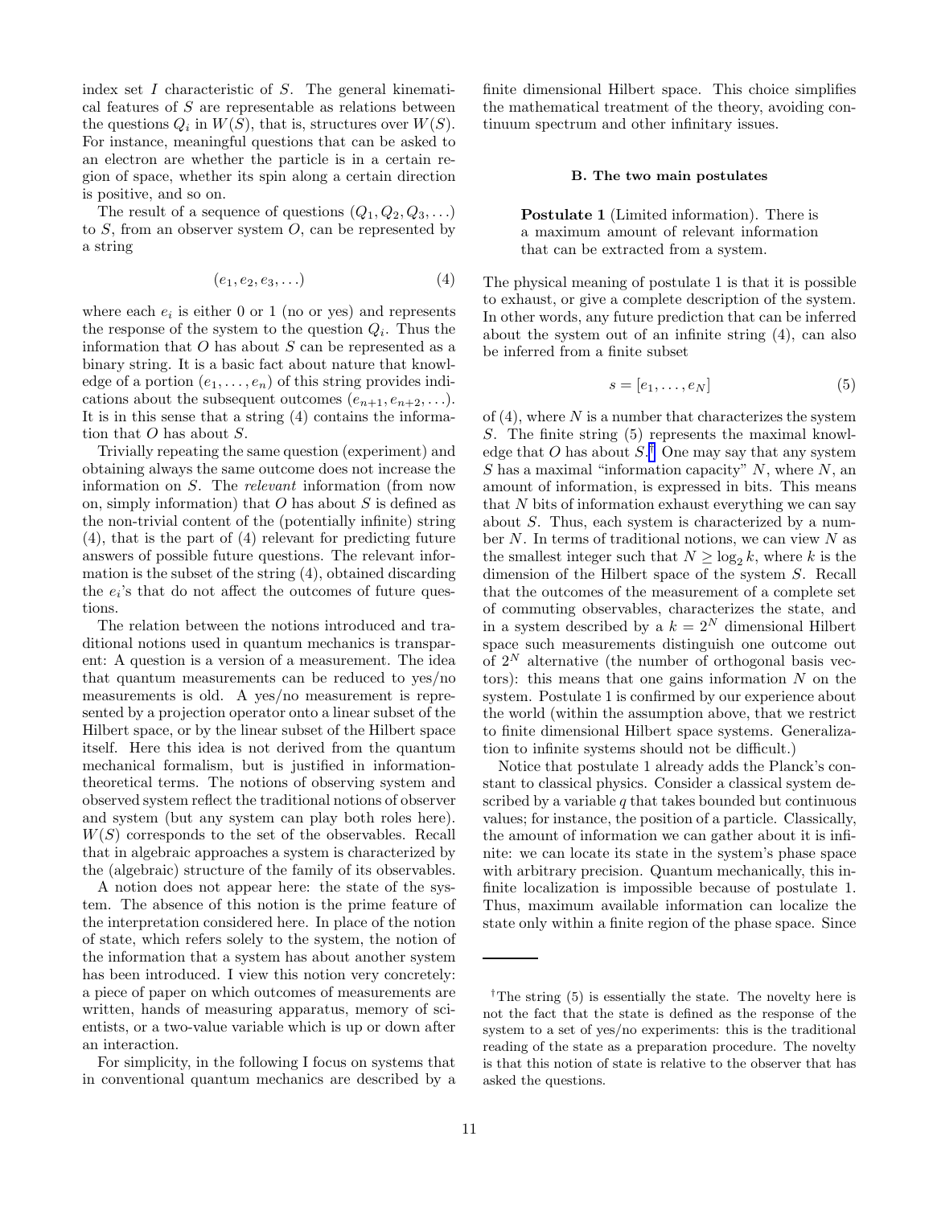index set $I$ characteristic of $S$. The general kinematical features of $S$ are representable as relations between the questions $Q_i$ in $W(S)$, that is, structures over $W(S)$. For instance, meaningful questions that can be asked to an electron are whether the particle is in a certain region of space, whether its spin along a certain direction is positive, and so on.

The result of a sequence of questions $(Q_1, Q_2, Q_3, \ldots)$ to $S$, from an observer system $O$, can be represented by a string

$$(e_1, e_2, e_3, \ldots) \tag{4}$$

where each $e_i$ is either 0 or 1 (no or yes) and represents the response of the system to the question $Q_i$. Thus the information that $O$ has about $S$ can be represented as a binary string. It is a basic fact about nature that knowledge of a portion $(e_1, \ldots, e_n)$ of this string provides indications about the subsequent outcomes $(e_{n+1}, e_{n+2}, \ldots)$. It is in this sense that a string (4) contains the information that $O$ has about $S$.

Trivially repeating the same question (experiment) and obtaining always the same outcome does not increase the information on $S$. The *relevant* information (from now on, simply information) that $O$ has about $S$ is defined as the non-trivial content of the (potentially infinite) string (4), that is the part of (4) relevant for predicting future answers of possible future questions. The relevant information is the subset of the string (4), obtained discarding the $e_i$'s that do not affect the outcomes of future questions.

The relation between the notions introduced and traditional notions used in quantum mechanics is transparent: A question is a version of a measurement. The idea that quantum measurements can be reduced to yes/no measurements is old. A yes/no measurement is represented by a projection operator onto a linear subset of the Hilbert space, or by the linear subset of the Hilbert space itself. Here this idea is not derived from the quantum mechanical formalism, but is justified in information-theoretical terms. The notions of observing system and observed system reflect the traditional notions of observer and system (but any system can play both roles here). $W(S)$ corresponds to the set of the observables. Recall that in algebraic approaches a system is characterized by the (algebraic) structure of the family of its observables.

A notion does not appear here: the state of the system. The absence of this notion is the prime feature of the interpretation considered here. In place of the notion of state, which refers solely to the system, the notion of the information that a system has about another system has been introduced. I view this notion very concretely: a piece of paper on which outcomes of measurements are written, hands of measuring apparatus, memory of scientists, or a two-value variable which is up or down after an interaction.

For simplicity, in the following I focus on systems that in conventional quantum mechanics are described by a finite dimensional Hilbert space. This choice simplifies the mathematical treatment of the theory, avoiding continuum spectrum and other infinitary issues.

### B. The two main postulates

> **Postulate 1** (Limited information). There is a maximum amount of relevant information that can be extracted from a system.

The physical meaning of postulate 1 is that it is possible to exhaust, or give a complete description of the system. In other words, any future prediction that can be inferred about the system out of an infinite string (4), can also be inferred from a finite subset

$$s = [e_1, \ldots, e_N] \tag{5}$$

of (4), where $N$ is a number that characterizes the system $S$. The finite string (5) represents the maximal knowledge that $O$ has about $S$.[†] One may say that any system $S$ has a maximal "information capacity" $N$, where $N$, an amount of information, is expressed in bits. This means that $N$ bits of information exhaust everything we can say about $S$. Thus, each system is characterized by a number $N$. In terms of traditional notions, we can view $N$ as the smallest integer such that $N \geq \log_2 k$, where $k$ is the dimension of the Hilbert space of the system $S$. Recall that the outcomes of the measurement of a complete set of commuting observables, characterizes the state, and in a system described by a $k = 2^N$ dimensional Hilbert space such measurements distinguish one outcome out of $2^N$ alternative (the number of orthogonal basis vectors): this means that one gains information $N$ on the system. Postulate 1 is confirmed by our experience about the world (within the assumption above, that we restrict to finite dimensional Hilbert space systems. Generalization to infinite systems should not be difficult.)

Notice that postulate 1 already adds the Planck's constant to classical physics. Consider a classical system described by a variable $q$ that takes bounded but continuous values; for instance, the position of a particle. Classically, the amount of information we can gather about it is infinite: we can locate its state in the system's phase space with arbitrary precision. Quantum mechanically, this infinite localization is impossible because of postulate 1. Thus, maximum available information can localize the state only within a finite region of the phase space. Since

---

[†] The string (5) is essentially the state. The novelty here is not the fact that the state is defined as the response of the system to a set of yes/no experiments: this is the traditional reading of the state as a preparation procedure. The novelty is that this notion of state is relative to the observer that has asked the questions.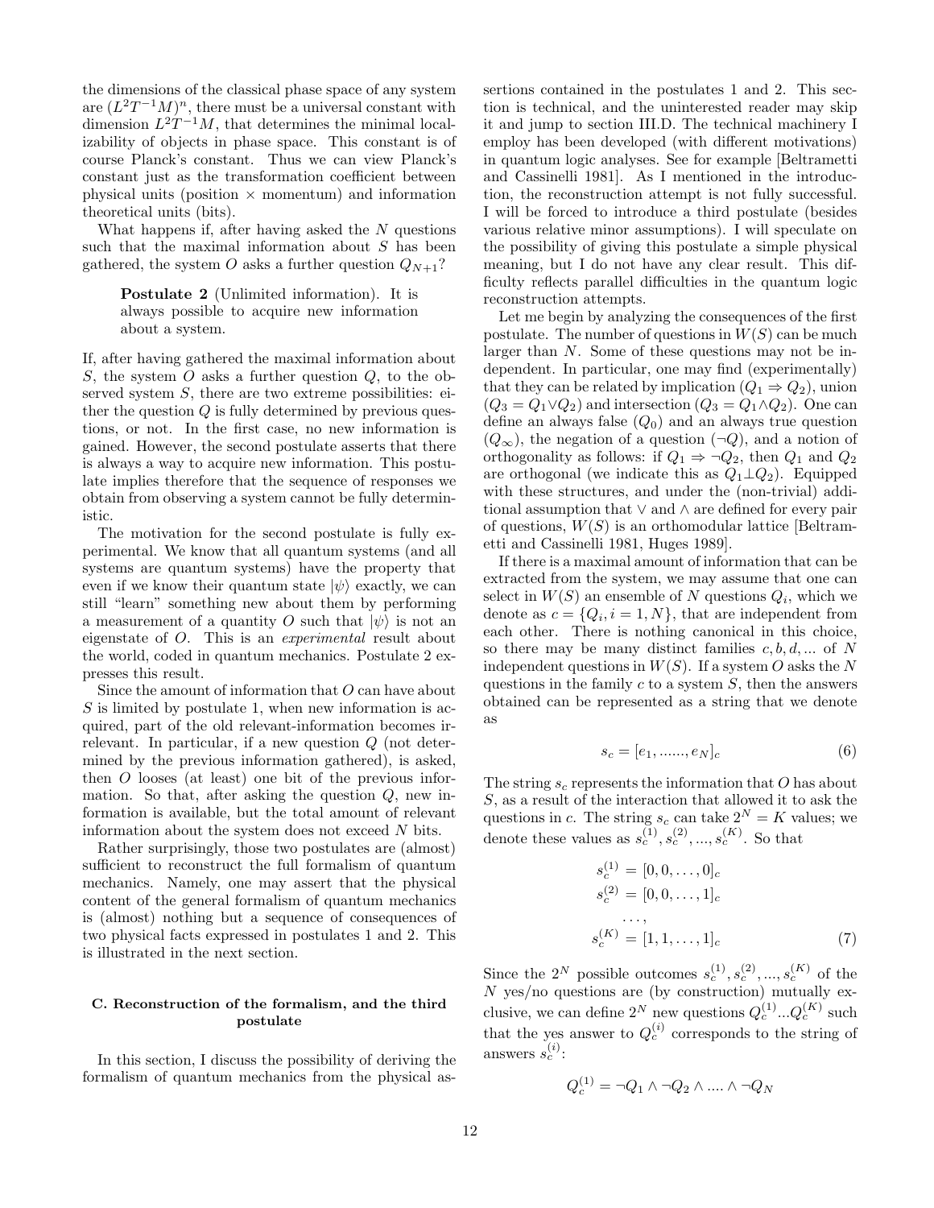the dimensions of the classical phase space of any system are $(L^2T^{-1}M)^n$, there must be a universal constant with dimension $L^2T^{-1}M$, that determines the minimal localizability of objects in phase space. This constant is of course Planck's constant. Thus we can view Planck's constant just as the transformation coefficient between physical units (position × momentum) and information theoretical units (bits).

What happens if, after having asked the $N$ questions such that the maximal information about $S$ has been gathered, the system $O$ asks a further question $Q_{N+1}$?

> **Postulate 2** (Unlimited information). It is always possible to acquire new information about a system.

If, after having gathered the maximal information about $S$, the system $O$ asks a further question $Q$, to the observed system $S$, there are two extreme possibilities: either the question $Q$ is fully determined by previous questions, or not. In the first case, no new information is gained. However, the second postulate asserts that there is always a way to acquire new information. This postulate implies therefore that the sequence of responses we obtain from observing a system cannot be fully deterministic.

The motivation for the second postulate is fully experimental. We know that all quantum systems (and all systems are quantum systems) have the property that even if we know their quantum state $|\psi\rangle$ exactly, we can still "learn" something new about them by performing a measurement of a quantity $O$ such that $|\psi\rangle$ is not an eigenstate of $O$. This is an *experimental* result about the world, coded in quantum mechanics. Postulate 2 expresses this result.

Since the amount of information that $O$ can have about $S$ is limited by postulate 1, when new information is acquired, part of the old relevant-information becomes irrelevant. In particular, if a new question $Q$ (not determined by the previous information gathered), is asked, then $O$ looses (at least) one bit of the previous information. So that, after asking the question $Q$, new information is available, but the total amount of relevant information about the system does not exceed $N$ bits.

Rather surprisingly, those two postulates are (almost) sufficient to reconstruct the full formalism of quantum mechanics. Namely, one may assert that the physical content of the general formalism of quantum mechanics is (almost) nothing but a sequence of consequences of two physical facts expressed in postulates 1 and 2. This is illustrated in the next section.

### C. Reconstruction of the formalism, and the third postulate

In this section, I discuss the possibility of deriving the formalism of quantum mechanics from the physical assertions contained in the postulates 1 and 2. This section is technical, and the uninterested reader may skip it and jump to section III.D. The technical machinery I employ has been developed (with different motivations) in quantum logic analyses. See for example [Beltrametti and Cassinelli 1981]. As I mentioned in the introduction, the reconstruction attempt is not fully successful. I will be forced to introduce a third postulate (besides various relative minor assumptions). I will speculate on the possibility of giving this postulate a simple physical meaning, but I do not have any clear result. This difficulty reflects parallel difficulties in the quantum logic reconstruction attempts.

Let me begin by analyzing the consequences of the first postulate. The number of questions in $W(S)$ can be much larger than $N$. Some of these questions may not be independent. In particular, one may find (experimentally) that they can be related by implication ($Q_1 \Rightarrow Q_2$), union ($Q_3 = Q_1 \vee Q_2$) and intersection ($Q_3 = Q_1 \wedge Q_2$). One can define an always false ($Q_0$) and an always true question ($Q_\infty$), the negation of a question ($\neg Q$), and a notion of orthogonality as follows: if $Q_1 \Rightarrow \neg Q_2$, then $Q_1$ and $Q_2$ are orthogonal (we indicate this as $Q_1 \perp Q_2$). Equipped with these structures, and under the (non-trivial) additional assumption that $\vee$ and $\wedge$ are defined for every pair of questions, $W(S)$ is an orthomodular lattice [Beltrametti and Cassinelli 1981, Huges 1989].

If there is a maximal amount of information that can be extracted from the system, we may assume that one can select in $W(S)$ an ensemble of $N$ questions $Q_i$, which we denote as $c = \{Q_i, i = 1, N\}$, that are independent from each other. There is nothing canonical in this choice, so there may be many distinct families $c, b, d, ...$ of $N$ independent questions in $W(S)$. If a system $O$ asks the $N$ questions in the family $c$ to a system $S$, then the answers obtained can be represented as a string that we denote as

$$s_c = [e_1, ......, e_N]_c \tag{6}$$

The string $s_c$ represents the information that $O$ has about $S$, as a result of the interaction that allowed it to ask the questions in $c$. The string $s_c$ can take $2^N = K$ values; we denote these values as $s_c^{(1)}, s_c^{(2)}, ..., s_c^{(K)}$. So that

$$\begin{aligned} s_c^{(1)} &= [0, 0, \dots, 0]_c \\ s_c^{(2)} &= [0, 0, \dots, 1]_c \\ &\dots, \\ s_c^{(K)} &= [1, 1, \dots, 1]_c \end{aligned} \tag{7}$$

Since the $2^N$ possible outcomes $s_c^{(1)}, s_c^{(2)}, ..., s_c^{(K)}$ of the $N$ yes/no questions are (by construction) mutually exclusive, we can define $2^N$ new questions $Q_c^{(1)} ... Q_c^{(K)}$ such that the yes answer to $Q_c^{(i)}$ corresponds to the string of answers $s_c^{(i)}$:

$$Q_c^{(1)} = \neg Q_1 \wedge \neg Q_2 \wedge .... \wedge \neg Q_N$$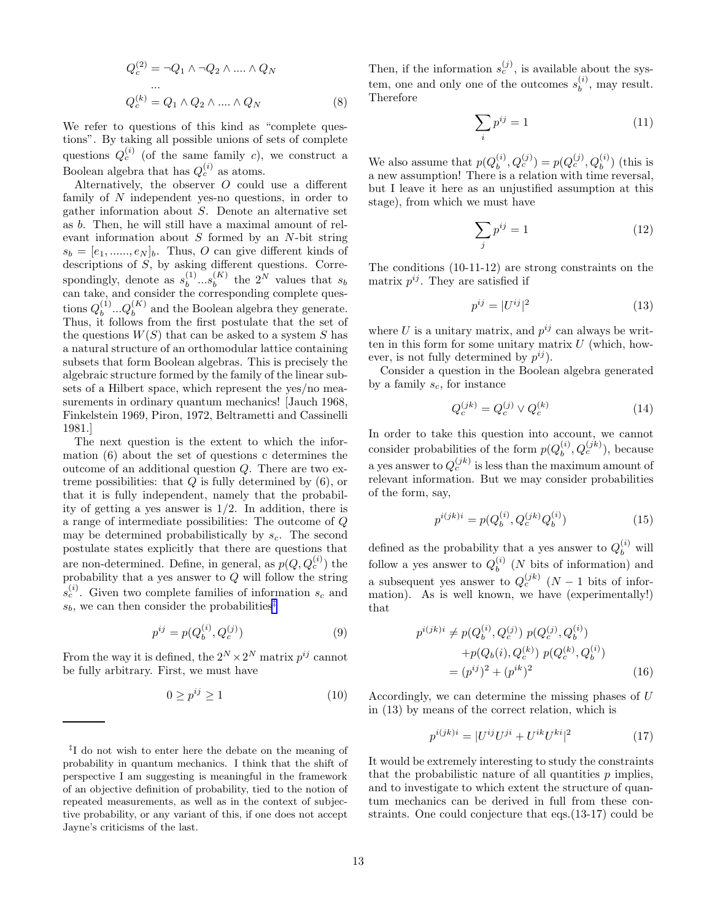$$Q_c^{(2)} = \neg Q_1 \wedge \neg Q_2 \wedge .... \wedge Q_N$$
$$...$$
$$Q_c^{(k)} = Q_1 \wedge Q_2 \wedge .... \wedge Q_N \tag{8}$$

We refer to questions of this kind as "complete questions". By taking all possible unions of sets of complete questions $Q_c^{(i)}$ (of the same family $c$), we construct a Boolean algebra that has $Q_c^{(i)}$ as atoms.

Alternatively, the observer $O$ could use a different family of $N$ independent yes-no questions, in order to gather information about $S$. Denote an alternative set as $b$. Then, he will still have a maximal amount of relevant information about $S$ formed by an $N$-bit string $s_b = [e_1, ......, e_N]_b$. Thus, $O$ can give different kinds of descriptions of $S$, by asking different questions. Correspondingly, denote as $s_b^{(1)}...s_b^{(K)}$ the $2^N$ values that $s_b$ can take, and consider the corresponding complete questions $Q_b^{(1)}...Q_b^{(K)}$ and the Boolean algebra they generate. Thus, it follows from the first postulate that the set of the questions $W(S)$ that can be asked to a system $S$ has a natural structure of an orthomodular lattice containing subsets that form Boolean algebras. This is precisely the algebraic structure formed by the family of the linear subsets of a Hilbert space, which represent the yes/no measurements in ordinary quantum mechanics! [Jauch 1968, Finkelstein 1969, Piron, 1972, Beltrametti and Cassinelli 1981.]

The next question is the extent to which the information (6) about the set of questions c determines the outcome of an additional question $Q$. There are two extreme possibilities: that $Q$ is fully determined by (6), or that it is fully independent, namely that the probability of getting a yes answer is 1/2. In addition, there is a range of intermediate possibilities: The outcome of $Q$ may be determined probabilistically by $s_c$. The second postulate states explicitly that there are questions that are non-determined. Define, in general, as $p(Q, Q_c^{(i)})$ the probability that a yes answer to $Q$ will follow the string $s_c^{(i)}$. Given two complete families of information $s_c$ and $s_b$, we can then consider the probabilities[‡]

$$p^{ij} = p(Q_b^{(i)}, Q_c^{(j)}) \tag{9}$$

From the way it is defined, the $2^N \times 2^N$ matrix $p^{ij}$ cannot be fully arbitrary. First, we must have

$$0 \geq p^{ij} \geq 1 \tag{10}$$

Then, if the information $s_c^{(j)}$, is available about the system, one and only one of the outcomes $s_b^{(i)}$, may result. Therefore

$$\sum_i p^{ij} = 1 \tag{11}$$

We also assume that $p(Q_b^{(i)}, Q_c^{(j)}) = p(Q_c^{(j)}, Q_b^{(i)})$ (this is a new assumption! There is a relation with time reversal, but I leave it here as an unjustified assumption at this stage), from which we must have

$$\sum_j p^{ij} = 1 \tag{12}$$

The conditions (10-11-12) are strong constraints on the matrix $p^{ij}$. They are satisfied if

$$p^{ij} = |U^{ij}|^2 \tag{13}$$

where $U$ is a unitary matrix, and $p^{ij}$ can always be written in this form for some unitary matrix $U$ (which, however, is not fully determined by $p^{ij}$).

Consider a question in the Boolean algebra generated by a family $s_c$, for instance

$$Q_c^{(jk)} = Q_c^{(j)} \vee Q_c^{(k)} \tag{14}$$

In order to take this question into account, we cannot consider probabilities of the form $p(Q_b^{(i)}, Q_c^{(jk)})$, because a yes answer to $Q_c^{(jk)}$ is less than the maximum amount of relevant information. But we may consider probabilities of the form, say,

$$p^{i(jk)i} = p(Q_b^{(i)}, Q_c^{(jk)} Q_b^{(i)}) \tag{15}$$

defined as the probability that a yes answer to $Q_b^{(i)}$ will follow a yes answer to $Q_b^{(i)}$ ($N$ bits of information) and a subsequent yes answer to $Q_c^{(jk)}$ ($N-1$ bits of information). As is well known, we have (experimentally!) that

$$\begin{aligned} p^{i(jk)i} \neq p(Q_b^{(i)}, Q_c^{(j)}) \; p(Q_c^{(j)}, Q_b^{(i)}) \\ + p(Q_b(i), Q_c^{(k)}) \; p(Q_c^{(k)}, Q_b^{(i)}) \\ = (p^{ij})^2 + (p^{ik})^2 \end{aligned} \tag{16}$$

Accordingly, we can determine the missing phases of $U$ in (13) by means of the correct relation, which is

$$p^{i(jk)i} = |U^{ij} U^{ji} + U^{ik} U^{ki}|^2 \tag{17}$$

It would be extremely interesting to study the constraints that the probabilistic nature of all quantities $p$ implies, and to investigate to which extent the structure of quantum mechanics can be derived in full from these constraints. One could conjecture that eqs.(13-17) could be

---

[‡] I do not wish to enter here the debate on the meaning of probability in quantum mechanics. I think that the shift of perspective I am suggesting is meaningful in the framework of an objective definition of probability, tied to the notion of repeated measurements, as well as in the context of subjective probability, or any variant of this, if one does not accept Jayne's criticisms of the last.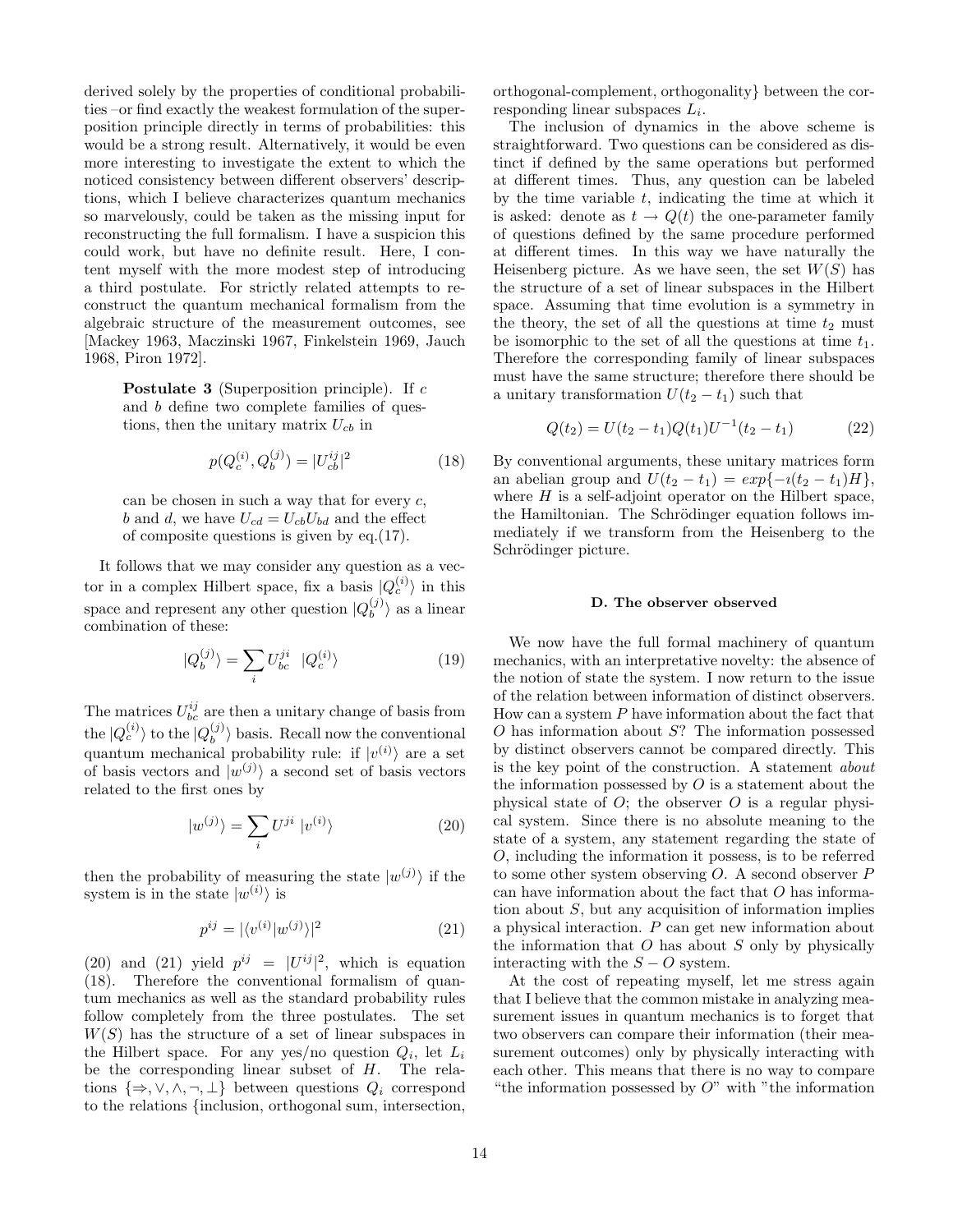derived solely by the properties of conditional probabilities –or find exactly the weakest formulation of the superposition principle directly in terms of probabilities: this would be a strong result. Alternatively, it would be even more interesting to investigate the extent to which the noticed consistency between different observers' descriptions, which I believe characterizes quantum mechanics so marvelously, could be taken as the missing input for reconstructing the full formalism. I have a suspicion this could work, but have no definite result. Here, I content myself with the more modest step of introducing a third postulate. For strictly related attempts to reconstruct the quantum mechanical formalism from the algebraic structure of the measurement outcomes, see [Mackey 1963, Maczinski 1967, Finkelstein 1969, Jauch 1968, Piron 1972].

> **Postulate 3** (Superposition principle). If $c$ and $b$ define two complete families of questions, then the unitary matrix $U_{cb}$ in
>
> $$p(Q_c^{(i)}, Q_b^{(j)}) = |U_{cb}^{ij}|^2 \tag{18}$$
>
> can be chosen in such a way that for every $c$, $b$ and $d$, we have $U_{cd} = U_{cb}U_{bd}$ and the effect of composite questions is given by eq.(17).

It follows that we may consider any question as a vector in a complex Hilbert space, fix a basis $|Q_c^{(i)}\rangle$ in this space and represent any other question $|Q_b^{(j)}\rangle$ as a linear combination of these:

$$|Q_b^{(j)}\rangle = \sum_i U_{bc}^{ji} \ \ |Q_c^{(i)}\rangle \tag{19}$$

The matrices $U_{bc}^{ij}$ are then a unitary change of basis from the $|Q_c^{(i)}\rangle$ to the $|Q_b^{(j)}\rangle$ basis. Recall now the conventional quantum mechanical probability rule: if $|v^{(i)}\rangle$ are a set of basis vectors and $|w^{(j)}\rangle$ a second set of basis vectors related to the first ones by

$$|w^{(j)}\rangle = \sum_i U^{ji} \ |v^{(i)}\rangle \tag{20}$$

then the probability of measuring the state $|w^{(j)}\rangle$ if the system is in the state $|w^{(i)}\rangle$ is

$$p^{ij} = |\langle v^{(i)}|w^{(j)}\rangle|^2 \tag{21}$$

(20) and (21) yield $p^{ij} = |U^{ij}|^2$, which is equation (18). Therefore the conventional formalism of quantum mechanics as well as the standard probability rules follow completely from the three postulates. The set $W(S)$ has the structure of a set of linear subspaces in the Hilbert space. For any yes/no question $Q_i$, let $L_i$ be the corresponding linear subset of $H$. The relations $\{\Rightarrow, \vee, \wedge, \neg, \perp\}$ between questions $Q_i$ correspond to the relations {inclusion, orthogonal sum, intersection, orthogonal-complement, orthogonality} between the corresponding linear subspaces $L_i$.

The inclusion of dynamics in the above scheme is straightforward. Two questions can be considered as distinct if defined by the same operations but performed at different times. Thus, any question can be labeled by the time variable $t$, indicating the time at which it is asked: denote as $t \to Q(t)$ the one-parameter family of questions defined by the same procedure performed at different times. In this way we have naturally the Heisenberg picture. As we have seen, the set $W(S)$ has the structure of a set of linear subspaces in the Hilbert space. Assuming that time evolution is a symmetry in the theory, the set of all the questions at time $t_2$ must be isomorphic to the set of all the questions at time $t_1$. Therefore the corresponding family of linear subspaces must have the same structure; therefore there should be a unitary transformation $U(t_2 - t_1)$ such that

$$Q(t_2) = U(t_2 - t_1)Q(t_1)U^{-1}(t_2 - t_1) \tag{22}$$

By conventional arguments, these unitary matrices form an abelian group and $U(t_2 - t_1) = exp\{-\imath(t_2 - t_1)H\}$, where $H$ is a self-adjoint operator on the Hilbert space, the Hamiltonian. The Schrödinger equation follows immediately if we transform from the Heisenberg to the Schrödinger picture.

### D. The observer observed

We now have the full formal machinery of quantum mechanics, with an interpretative novelty: the absence of the notion of state the system. I now return to the issue of the relation between information of distinct observers. How can a system $P$ have information about the fact that $O$ has information about $S$? The information possessed by distinct observers cannot be compared directly. This is the key point of the construction. A statement *about* the information possessed by $O$ is a statement about the physical state of $O$; the observer $O$ is a regular physical system. Since there is no absolute meaning to the state of a system, any statement regarding the state of $O$, including the information it possess, is to be referred to some other system observing $O$. A second observer $P$ can have information about the fact that $O$ has information about $S$, but any acquisition of information implies a physical interaction. $P$ can get new information about the information that $O$ has about $S$ only by physically interacting with the $S - O$ system.

At the cost of repeating myself, let me stress again that I believe that the common mistake in analyzing measurement issues in quantum mechanics is to forget that two observers can compare their information (their measurement outcomes) only by physically interacting with each other. This means that there is no way to compare "the information possessed by $O$" with "the information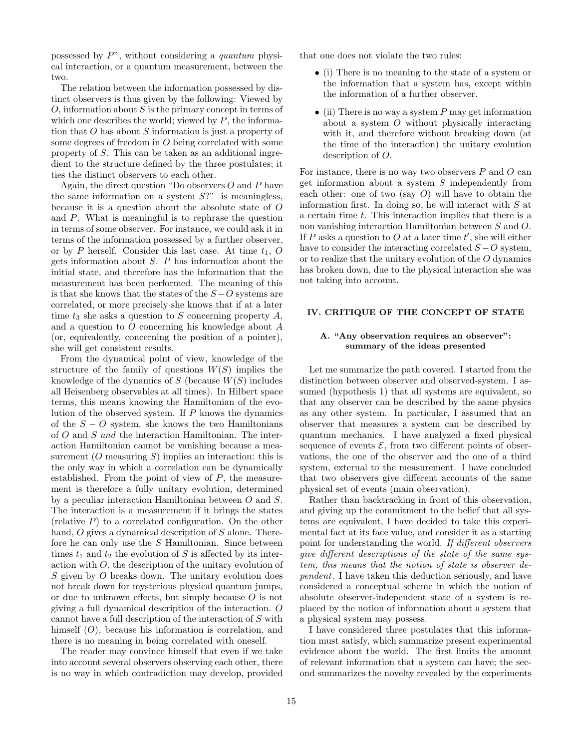possessed by $P$", without considering a *quantum* physical interaction, or a quantum measurement, between the two.

The relation between the information possessed by distinct observers is thus given by the following: Viewed by $O$, information about $S$ is the primary concept in terms of which one describes the world; viewed by $P$, the information that $O$ has about $S$ information is just a property of some degrees of freedom in $O$ being correlated with some property of $S$. This can be taken as an additional ingredient to the structure defined by the three postulates; it ties the distinct observers to each other.

Again, the direct question "Do observers $O$ and $P$ have the same information on a system $S$?" is meaningless, because it is a question about the absolute state of $O$ and $P$. What is meaningful is to rephrase the question in terms of some observer. For instance, we could ask it in terms of the information possessed by a further observer, or by $P$ herself. Consider this last case. At time $t_1$, $O$ gets information about $S$. $P$ has information about the initial state, and therefore has the information that the measurement has been performed. The meaning of this is that she knows that the states of the $S-O$ systems are correlated, or more precisely she knows that if at a later time $t_3$ she asks a question to $S$ concerning property $A$, and a question to $O$ concerning his knowledge about $A$ (or, equivalently, concerning the position of a pointer), she will get consistent results.

From the dynamical point of view, knowledge of the structure of the family of questions $W(S)$ implies the knowledge of the dynamics of $S$ (because $W(S)$ includes all Heisenberg observables at all times). In Hilbert space terms, this means knowing the Hamiltonian of the evolution of the observed system. If $P$ knows the dynamics of the $S-O$ system, she knows the two Hamiltonians of $O$ and $S$ *and* the interaction Hamiltonian. The interaction Hamiltonian cannot be vanishing because a measurement ($O$ measuring $S$) implies an interaction: this is the only way in which a correlation can be dynamically established. From the point of view of $P$, the measurement is therefore a fully unitary evolution, determined by a peculiar interaction Hamiltonian between $O$ and $S$. The interaction is a measurement if it brings the states (relative $P$) to a correlated configuration. On the other hand, $O$ gives a dynamical description of $S$ alone. Therefore he can only use the $S$ Hamiltonian. Since between times $t_1$ and $t_2$ the evolution of $S$ is affected by its interaction with $O$, the description of the unitary evolution of $S$ given by $O$ breaks down. The unitary evolution does not break down for mysterious physical quantum jumps, or due to unknown effects, but simply because $O$ is not giving a full dynamical description of the interaction. $O$ cannot have a full description of the interaction of $S$ with himself ($O$), because his information is correlation, and there is no meaning in being correlated with oneself.

The reader may convince himself that even if we take into account several observers observing each other, there is no way in which contradiction may develop, provided that one does not violate the two rules:

- (i) There is no meaning to the state of a system or the information that a system has, except within the information of a further observer.
- (ii) There is no way a system $P$ may get information about a system $O$ without physically interacting with it, and therefore without breaking down (at the time of the interaction) the unitary evolution description of $O$.

For instance, there is no way two observers $P$ and $O$ can get information about a system $S$ independently from each other: one of two (say $O$) will have to obtain the information first. In doing so, he will interact with $S$ at a certain time $t$. This interaction implies that there is a non vanishing interaction Hamiltonian between $S$ and $O$. If $P$ asks a question to $O$ at a later time $t'$, she will either have to consider the interacting correlated $S-O$ system, or to realize that the unitary evolution of the $O$ dynamics has broken down, due to the physical interaction she was not taking into account.

## IV. CRITIQUE OF THE CONCEPT OF STATE

### A. "Any observation requires an observer": summary of the ideas presented

Let me summarize the path covered. I started from the distinction between observer and observed-system. I assumed (hypothesis 1) that all systems are equivalent, so that any observer can be described by the same physics as any other system. In particular, I assumed that an observer that measures a system can be described by quantum mechanics. I have analyzed a fixed physical sequence of events $\mathcal{E}$, from two different points of observations, the one of the observer and the one of a third system, external to the measurement. I have concluded that two observers give different accounts of the same physical set of events (main observation).

Rather than backtracking in front of this observation, and giving up the commitment to the belief that all systems are equivalent, I have decided to take this experimental fact at its face value, and consider it as a starting point for understanding the world. *If different observers give different descriptions of the state of the same system, this means that the notion of state is observer dependent*. I have taken this deduction seriously, and have considered a conceptual scheme in which the notion of absolute observer-independent state of a system is replaced by the notion of information about a system that a physical system may possess.

I have considered three postulates that this information must satisfy, which summarize present experimental evidence about the world. The first limits the amount of relevant information that a system can have; the second summarizes the novelty revealed by the experiments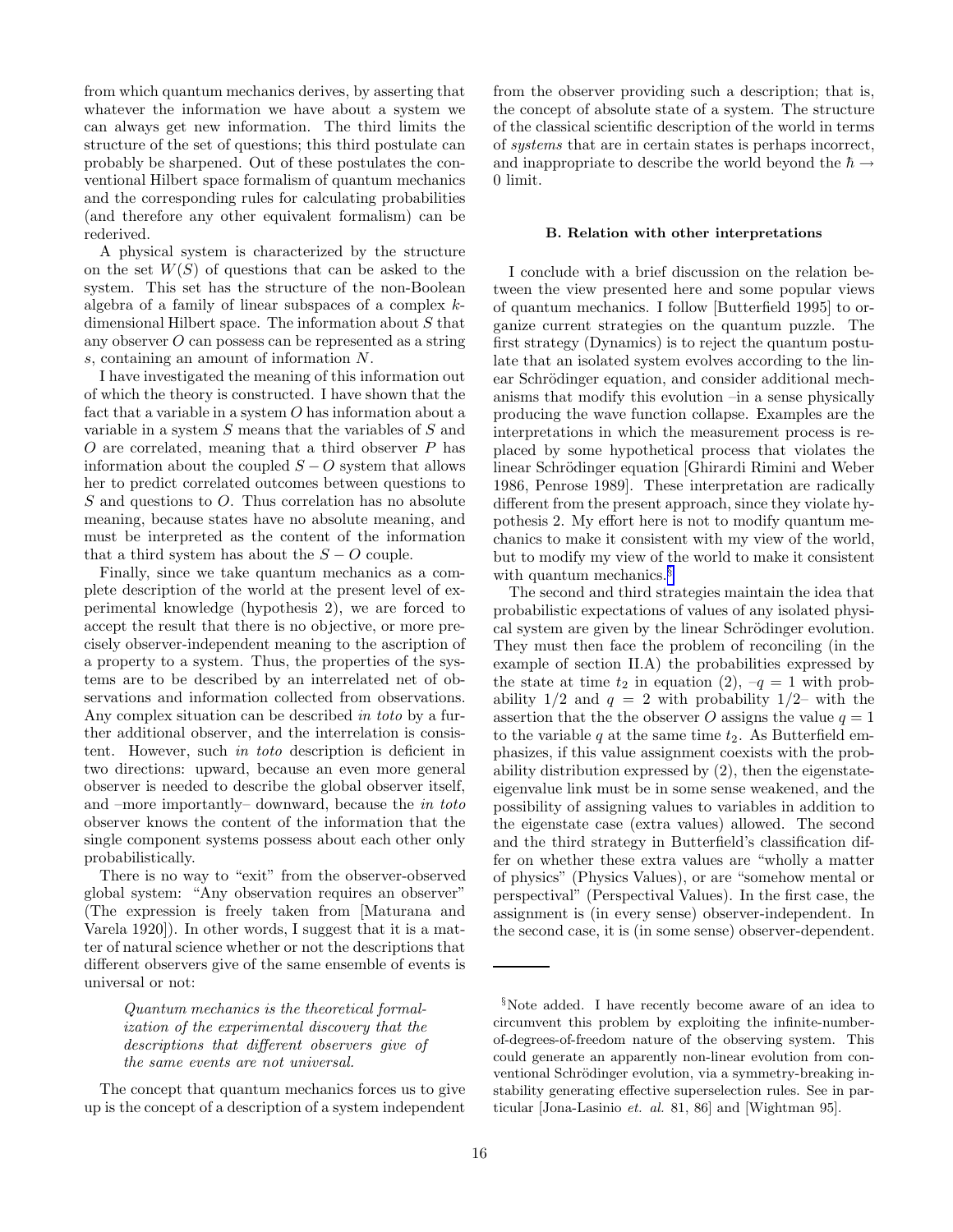from which quantum mechanics derives, by asserting that whatever the information we have about a system we can always get new information. The third limits the structure of the set of questions; this third postulate can probably be sharpened. Out of these postulates the conventional Hilbert space formalism of quantum mechanics and the corresponding rules for calculating probabilities (and therefore any other equivalent formalism) can be rederived.

A physical system is characterized by the structure on the set $W(S)$ of questions that can be asked to the system. This set has the structure of the non-Boolean algebra of a family of linear subspaces of a complex $k$-dimensional Hilbert space. The information about $S$ that any observer $O$ can possess can be represented as a string $s$, containing an amount of information $N$.

I have investigated the meaning of this information out of which the theory is constructed. I have shown that the fact that a variable in a system $O$ has information about a variable in a system $S$ means that the variables of $S$ and $O$ are correlated, meaning that a third observer $P$ has information about the coupled $S-O$ system that allows her to predict correlated outcomes between questions to $S$ and questions to $O$. Thus correlation has no absolute meaning, because states have no absolute meaning, and must be interpreted as the content of the information that a third system has about the $S-O$ couple.

Finally, since we take quantum mechanics as a complete description of the world at the present level of experimental knowledge (hypothesis 2), we are forced to accept the result that there is no objective, or more precisely observer-independent meaning to the ascription of a property to a system. Thus, the properties of the systems are to be described by an interrelated net of observations and information collected from observations. Any complex situation can be described *in toto* by a further additional observer, and the interrelation is consistent. However, such *in toto* description is deficient in two directions: upward, because an even more general observer is needed to describe the global observer itself, and –more importantly– downward, because the *in toto* observer knows the content of the information that the single component systems possess about each other only probabilistically.

There is no way to "exit" from the observer-observed global system: "Any observation requires an observer" (The expression is freely taken from [Maturana and Varela 1920]). In other words, I suggest that it is a matter of natural science whether or not the descriptions that different observers give of the same ensemble of events is universal or not:

> *Quantum mechanics is the theoretical formalization of the experimental discovery that the descriptions that different observers give of the same events are not universal.*

The concept that quantum mechanics forces us to give up is the concept of a description of a system independent from the observer providing such a description; that is, the concept of absolute state of a system. The structure of the classical scientific description of the world in terms of *systems* that are in certain states is perhaps incorrect, and inappropriate to describe the world beyond the $\hbar \rightarrow 0$ limit.

### B. Relation with other interpretations

I conclude with a brief discussion on the relation between the view presented here and some popular views of quantum mechanics. I follow [Butterfield 1995] to organize current strategies on the quantum puzzle. The first strategy (Dynamics) is to reject the quantum postulate that an isolated system evolves according to the linear Schrödinger equation, and consider additional mechanisms that modify this evolution –in a sense physically producing the wave function collapse. Examples are the interpretations in which the measurement process is replaced by some hypothetical process that violates the linear Schrödinger equation [Ghirardi Rimini and Weber 1986, Penrose 1989]. These interpretation are radically different from the present approach, since they violate hypothesis 2. My effort here is not to modify quantum mechanics to make it consistent with my view of the world, but to modify my view of the world to make it consistent with quantum mechanics.[§]

The second and third strategies maintain the idea that probabilistic expectations of values of any isolated physical system are given by the linear Schrödinger evolution. They must then face the problem of reconciling (in the example of section II.A) the probabilities expressed by the state at time $t_2$ in equation (2), –$q = 1$ with probability 1/2 and $q = 2$ with probability 1/2– with the assertion that the the observer $O$ assigns the value $q = 1$ to the variable $q$ at the same time $t_2$. As Butterfield emphasizes, if this value assignment coexists with the probability distribution expressed by (2), then the eigenstate-eigenvalue link must be in some sense weakened, and the possibility of assigning values to variables in addition to the eigenstate case (extra values) allowed. The second and the third strategy in Butterfield's classification differ on whether these extra values are "wholly a matter of physics" (Physics Values), or are "somehow mental or perspectival" (Perspectival Values). In the first case, the assignment is (in every sense) observer-independent. In the second case, it is (in some sense) observer-dependent.

---

[§] Note added. I have recently become aware of an idea to circumvent this problem by exploiting the infinite-number-of-degrees-of-freedom nature of the observing system. This could generate an apparently non-linear evolution from conventional Schrödinger evolution, via a symmetry-breaking instability generating effective superselection rules. See in particular [Jona-Lasinio *et. al.* 81, 86] and [Wightman 95].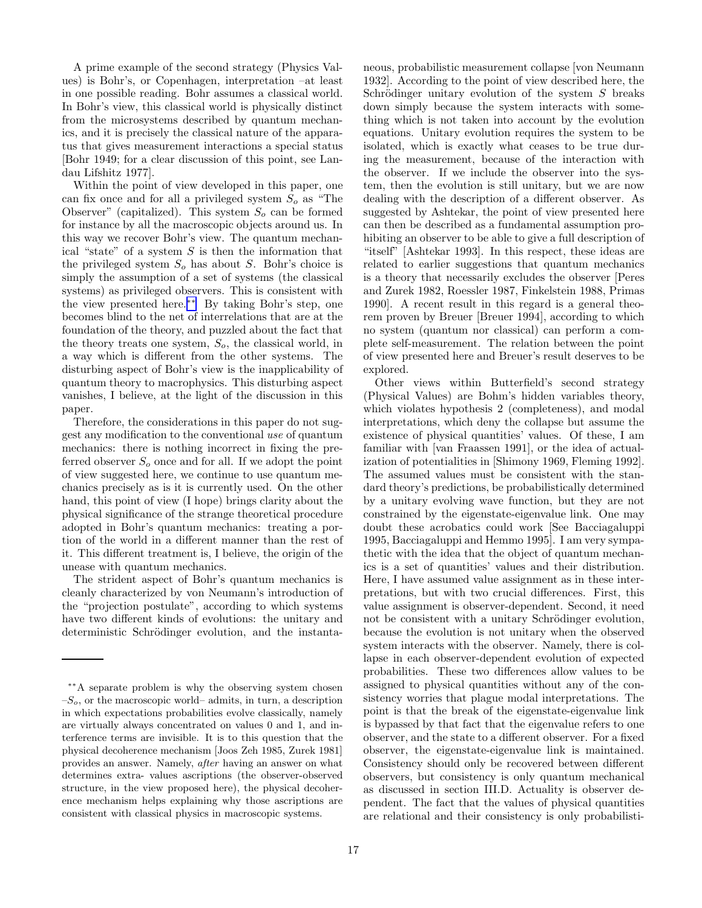A prime example of the second strategy (Physics Values) is Bohr's, or Copenhagen, interpretation –at least in one possible reading. Bohr assumes a classical world. In Bohr's view, this classical world is physically distinct from the microsystems described by quantum mechanics, and it is precisely the classical nature of the apparatus that gives measurement interactions a special status [Bohr 1949; for a clear discussion of this point, see Landau Lifshitz 1977].

Within the point of view developed in this paper, one can fix once and for all a privileged system $S_o$ as "The Observer" (capitalized). This system $S_o$ can be formed for instance by all the macroscopic objects around us. In this way we recover Bohr's view. The quantum mechanical "state" of a system $S$ is then the information that the privileged system $S_o$ has about $S$. Bohr's choice is simply the assumption of a set of systems (the classical systems) as privileged observers. This is consistent with the view presented here.[**] By taking Bohr's step, one becomes blind to the net of interrelations that are at the foundation of the theory, and puzzled about the fact that the theory treats one system, $S_o$, the classical world, in a way which is different from the other systems. The disturbing aspect of Bohr's view is the inapplicability of quantum theory to macrophysics. This disturbing aspect vanishes, I believe, at the light of the discussion in this paper.

Therefore, the considerations in this paper do not suggest any modification to the conventional *use* of quantum mechanics: there is nothing incorrect in fixing the preferred observer $S_o$ once and for all. If we adopt the point of view suggested here, we continue to use quantum mechanics precisely as is it is currently used. On the other hand, this point of view (I hope) brings clarity about the physical significance of the strange theoretical procedure adopted in Bohr's quantum mechanics: treating a portion of the world in a different manner than the rest of it. This different treatment is, I believe, the origin of the unease with quantum mechanics.

The strident aspect of Bohr's quantum mechanics is cleanly characterized by von Neumann's introduction of the "projection postulate", according to which systems have two different kinds of evolutions: the unitary and deterministic Schrödinger evolution, and the instantaneous, probabilistic measurement collapse [von Neumann 1932]. According to the point of view described here, the Schrödinger unitary evolution of the system $S$ breaks down simply because the system interacts with something which is not taken into account by the evolution equations. Unitary evolution requires the system to be isolated, which is exactly what ceases to be true during the measurement, because of the interaction with the observer. If we include the observer into the system, then the evolution is still unitary, but we are now dealing with the description of a different observer. As suggested by Ashtekar, the point of view presented here can then be described as a fundamental assumption prohibiting an observer to be able to give a full description of "itself" [Ashtekar 1993]. In this respect, these ideas are related to earlier suggestions that quantum mechanics is a theory that necessarily excludes the observer [Peres and Zurek 1982, Roessler 1987, Finkelstein 1988, Primas 1990]. A recent result in this regard is a general theorem proven by Breuer [Breuer 1994], according to which no system (quantum nor classical) can perform a complete self-measurement. The relation between the point of view presented here and Breuer's result deserves to be explored.

Other views within Butterfield's second strategy (Physical Values) are Bohm's hidden variables theory, which violates hypothesis 2 (completeness), and modal interpretations, which deny the collapse but assume the existence of physical quantities' values. Of these, I am familiar with [van Fraassen 1991], or the idea of actualization of potentialities in [Shimony 1969, Fleming 1992]. The assumed values must be consistent with the standard theory's predictions, be probabilistically determined by a unitary evolving wave function, but they are not constrained by the eigenstate-eigenvalue link. One may doubt these acrobatics could work [See Bacciagaluppi 1995, Bacciagaluppi and Hemmo 1995]. I am very sympathetic with the idea that the object of quantum mechanics is a set of quantities' values and their distribution. Here, I have assumed value assignment as in these interpretations, but with two crucial differences. First, this value assignment is observer-dependent. Second, it need not be consistent with a unitary Schrödinger evolution, because the evolution is not unitary when the observed system interacts with the observer. Namely, there is collapse in each observer-dependent evolution of expected probabilities. These two differences allow values to be assigned to physical quantities without any of the consistency worries that plague modal interpretations. The point is that the break of the eigenstate-eigenvalue link is bypassed by that fact that the eigenvalue refers to one observer, and the state to a different observer. For a fixed observer, the eigenstate-eigenvalue link is maintained. Consistency should only be recovered between different observers, but consistency is only quantum mechanical as discussed in section III.D. Actuality is observer dependent. The fact that the values of physical quantities are relational and their consistency is only probabilisti-

[**] A separate problem is why the observing system chosen –$S_o$, or the macroscopic world– admits, in turn, a description in which expectations probabilities evolve classically, namely are virtually always concentrated on values 0 and 1, and interference terms are invisible. It is to this question that the physical decoherence mechanism [Joos Zeh 1985, Zurek 1981] provides an answer. Namely, *after* having an answer on what determines extra- values ascriptions (the observer-observed structure, in the view proposed here), the physical decoherence mechanism helps explaining why those ascriptions are consistent with classical physics in macroscopic systems.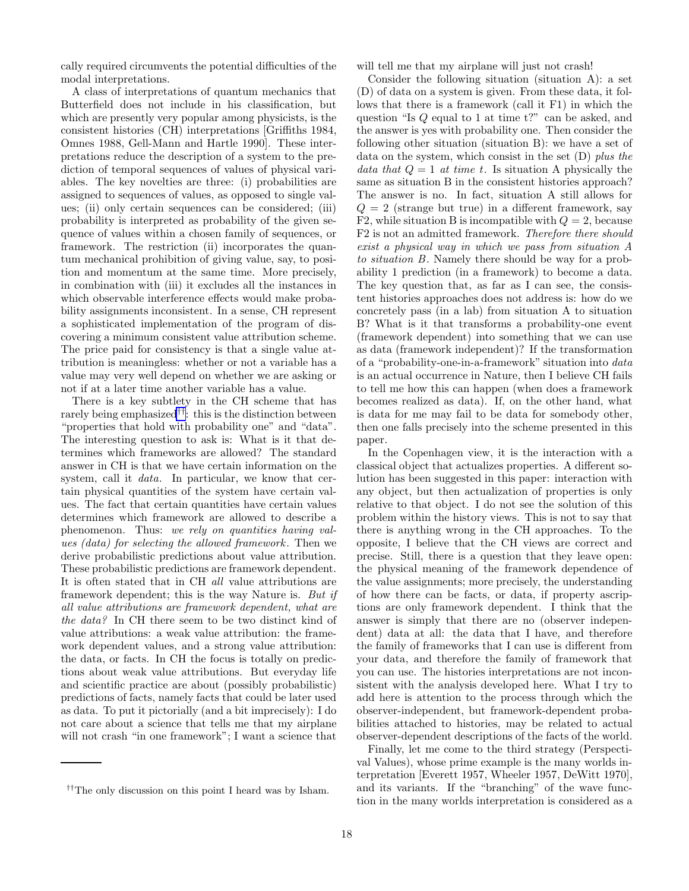cally required circumvents the potential difficulties of the modal interpretations.

A class of interpretations of quantum mechanics that Butterfield does not include in his classification, but which are presently very popular among physicists, is the consistent histories (CH) interpretations [Griffiths 1984, Omnes 1988, Gell-Mann and Hartle 1990]. These interpretations reduce the description of a system to the prediction of temporal sequences of values of physical variables. The key novelties are three: (i) probabilities are assigned to sequences of values, as opposed to single values; (ii) only certain sequences can be considered; (iii) probability is interpreted as probability of the given sequence of values within a chosen family of sequences, or framework. The restriction (ii) incorporates the quantum mechanical prohibition of giving value, say, to position and momentum at the same time. More precisely, in combination with (iii) it excludes all the instances in which observable interference effects would make probability assignments inconsistent. In a sense, CH represent a sophisticated implementation of the program of discovering a minimum consistent value attribution scheme. The price paid for consistency is that a single value attribution is meaningless: whether or not a variable has a value may very well depend on whether we are asking or not if at a later time another variable has a value.

There is a key subtlety in the CH scheme that has rarely being emphasized[††]: this is the distinction between "properties that hold with probability one" and "data". The interesting question to ask is: What is it that determines which frameworks are allowed? The standard answer in CH is that we have certain information on the system, call it *data*. In particular, we know that certain physical quantities of the system have certain values. The fact that certain quantities have certain values determines which framework are allowed to describe a phenomenon. Thus: *we rely on quantities having values (data) for selecting the allowed framework*. Then we derive probabilistic predictions about value attribution. These probabilistic predictions are framework dependent. It is often stated that in CH *all* value attributions are framework dependent; this is the way Nature is. *But if all value attributions are framework dependent, what are the data?* In CH there seem to be two distinct kind of value attributions: a weak value attribution: the framework dependent values, and a strong value attribution: the data, or facts. In CH the focus is totally on predictions about weak value attributions. But everyday life and scientific practice are about (possibly probabilistic) predictions of facts, namely facts that could be later used as data. To put it pictorially (and a bit imprecisely): I do not care about a science that tells me that my airplane will not crash "in one framework"; I want a science that will tell me that my airplane will just not crash!

Consider the following situation (situation A): a set (D) of data on a system is given. From these data, it follows that there is a framework (call it F1) in which the question "Is $Q$ equal to 1 at time t?" can be asked, and the answer is yes with probability one. Then consider the following other situation (situation B): we have a set of data on the system, which consist in the set (D) *plus the data that $Q = 1$ at time $t$*. Is situation A physically the same as situation B in the consistent histories approach? The answer is no. In fact, situation A still allows for $Q = 2$ (strange but true) in a different framework, say F2, while situation B is incompatible with $Q = 2$, because F2 is not an admitted framework. *Therefore there should exist a physical way in which we pass from situation A to situation B*. Namely there should be way for a probability 1 prediction (in a framework) to become a data. The key question that, as far as I can see, the consistent histories approaches does not address is: how do we concretely pass (in a lab) from situation A to situation B? What is it that transforms a probability-one event (framework dependent) into something that we can use as data (framework independent)? If the transformation of a "probability-one-in-a-framework" situation into *data* is an actual occurrence in Nature, then I believe CH fails to tell me how this can happen (when does a framework becomes realized as data). If, on the other hand, what is data for me may fail to be data for somebody other, then one falls precisely into the scheme presented in this paper.

In the Copenhagen view, it is the interaction with a classical object that actualizes properties. A different solution has been suggested in this paper: interaction with any object, but then actualization of properties is only relative to that object. I do not see the solution of this problem within the history views. This is not to say that there is anything wrong in the CH approaches. To the opposite, I believe that the CH views are correct and precise. Still, there is a question that they leave open: the physical meaning of the framework dependence of the value assignments; more precisely, the understanding of how there can be facts, or data, if property ascriptions are only framework dependent. I think that the answer is simply that there are no (observer independent) data at all: the data that I have, and therefore the family of frameworks that I can use is different from your data, and therefore the family of framework that you can use. The histories interpretations are not inconsistent with the analysis developed here. What I try to add here is attention to the process through which the observer-independent, but framework-dependent probabilities attached to histories, may be related to actual observer-dependent descriptions of the facts of the world.

Finally, let me come to the third strategy (Perspectival Values), whose prime example is the many worlds interpretation [Everett 1957, Wheeler 1957, DeWitt 1970], and its variants. If the "branching" of the wave function in the many worlds interpretation is considered as a

[††] The only discussion on this point I heard was by Isham.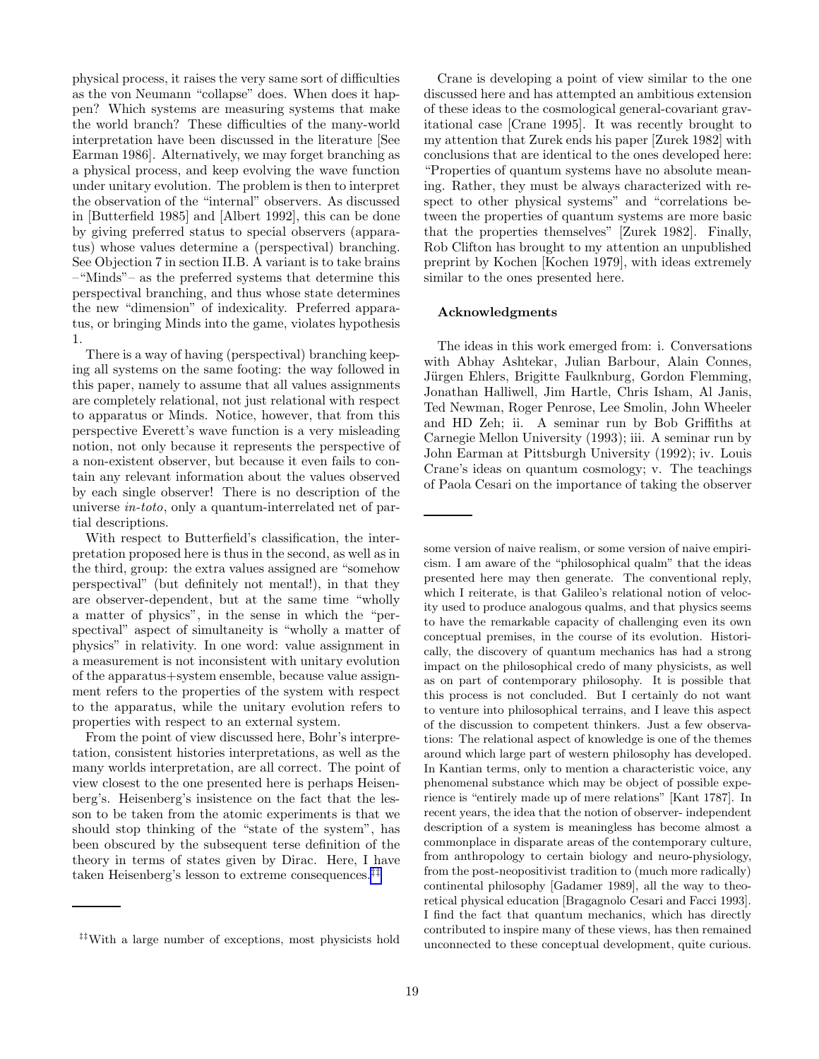physical process, it raises the very same sort of difficulties as the von Neumann "collapse" does. When does it happen? Which systems are measuring systems that make the world branch? These difficulties of the many-world interpretation have been discussed in the literature [See Earman 1986]. Alternatively, we may forget branching as a physical process, and keep evolving the wave function under unitary evolution. The problem is then to interpret the observation of the "internal" observers. As discussed in [Butterfield 1985] and [Albert 1992], this can be done by giving preferred status to special observers (apparatus) whose values determine a (perspectival) branching. See Objection 7 in section II.B. A variant is to take brains –"Minds"– as the preferred systems that determine this perspectival branching, and thus whose state determines the new "dimension" of indexicality. Preferred apparatus, or bringing Minds into the game, violates hypothesis 1.

There is a way of having (perspectival) branching keeping all systems on the same footing: the way followed in this paper, namely to assume that all values assignments are completely relational, not just relational with respect to apparatus or Minds. Notice, however, that from this perspective Everett's wave function is a very misleading notion, not only because it represents the perspective of a non-existent observer, but because it even fails to contain any relevant information about the values observed by each single observer! There is no description of the universe *in-toto*, only a quantum-interrelated net of partial descriptions.

With respect to Butterfield's classification, the interpretation proposed here is thus in the second, as well as in the third, group: the extra values assigned are "somehow perspectival" (but definitely not mental!), in that they are observer-dependent, but at the same time "wholly a matter of physics", in the sense in which the "perspectival" aspect of simultaneity is "wholly a matter of physics" in relativity. In one word: value assignment in a measurement is not inconsistent with unitary evolution of the apparatus+system ensemble, because value assignment refers to the properties of the system with respect to the apparatus, while the unitary evolution refers to properties with respect to an external system.

From the point of view discussed here, Bohr's interpretation, consistent histories interpretations, as well as the many worlds interpretation, are all correct. The point of view closest to the one presented here is perhaps Heisenberg's. Heisenberg's insistence on the fact that the lesson to be taken from the atomic experiments is that we should stop thinking of the "state of the system", has been obscured by the subsequent terse definition of the theory in terms of states given by Dirac. Here, I have taken Heisenberg's lesson to extreme consequences.[‡‡]

Crane is developing a point of view similar to the one discussed here and has attempted an ambitious extension of these ideas to the cosmological general-covariant gravitational case [Crane 1995]. It was recently brought to my attention that Zurek ends his paper [Zurek 1982] with conclusions that are identical to the ones developed here: "Properties of quantum systems have no absolute meaning. Rather, they must be always characterized with respect to other physical systems" and "correlations between the properties of quantum systems are more basic that the properties themselves" [Zurek 1982]. Finally, Rob Clifton has brought to my attention an unpublished preprint by Kochen [Kochen 1979], with ideas extremely similar to the ones presented here.

### Acknowledgments

The ideas in this work emerged from: i. Conversations with Abhay Ashtekar, Julian Barbour, Alain Connes, Jürgen Ehlers, Brigitte Faulknburg, Gordon Flemming, Jonathan Halliwell, Jim Hartle, Chris Isham, Al Janis, Ted Newman, Roger Penrose, Lee Smolin, John Wheeler and HD Zeh; ii. A seminar run by Bob Griffiths at Carnegie Mellon University (1993); iii. A seminar run by John Earman at Pittsburgh University (1992); iv. Louis Crane's ideas on quantum cosmology; v. The teachings of Paola Cesari on the importance of taking the observer

---

[‡‡]With a large number of exceptions, most physicists hold some version of naive realism, or some version of naive empiricism. I am aware of the "philosophical qualm" that the ideas presented here may then generate. The conventional reply, which I reiterate, is that Galileo's relational notion of velocity used to produce analogous qualms, and that physics seems to have the remarkable capacity of challenging even its own conceptual premises, in the course of its evolution. Historically, the discovery of quantum mechanics has had a strong impact on the philosophical credo of many physicists, as well as on part of contemporary philosophy. It is possible that this process is not concluded. But I certainly do not want to venture into philosophical terrains, and I leave this aspect of the discussion to competent thinkers. Just a few observations: The relational aspect of knowledge is one of the themes around which large part of western philosophy has developed. In Kantian terms, only to mention a characteristic voice, any phenomenal substance which may be object of possible experience is "entirely made up of mere relations" [Kant 1787]. In recent years, the idea that the notion of observer- independent description of a system is meaningless has become almost a commonplace in disparate areas of the contemporary culture, from anthropology to certain biology and neuro-physiology, from the post-neopositivist tradition to (much more radically) continental philosophy [Gadamer 1989], all the way to theoretical physical education [Bragagnolo Cesari and Facci 1993]. I find the fact that quantum mechanics, which has directly contributed to inspire many of these views, has then remained unconnected to these conceptual development, quite curious.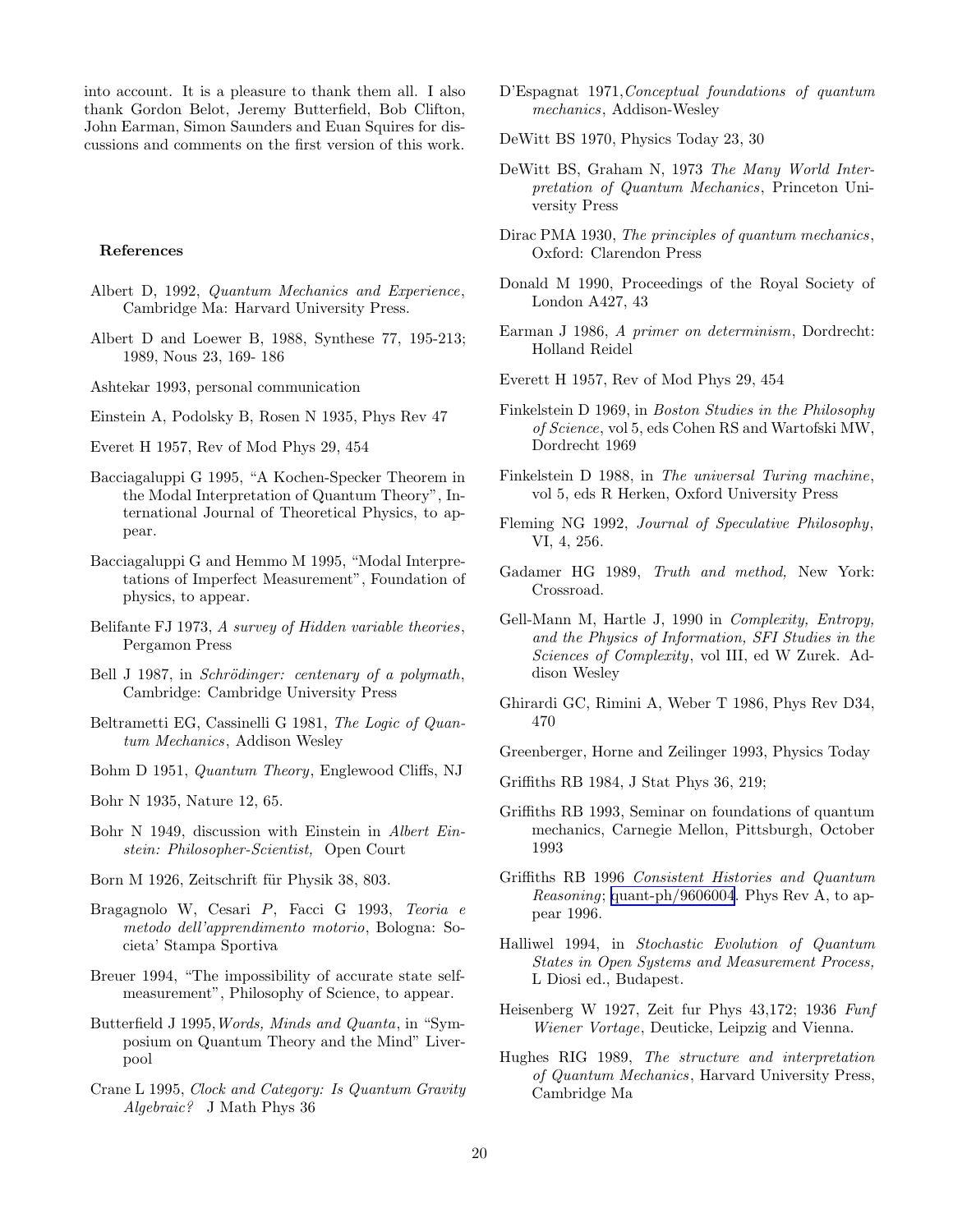into account. It is a pleasure to thank them all. I also thank Gordon Belot, Jeremy Butterfield, Bob Clifton, John Earman, Simon Saunders and Euan Squires for discussions and comments on the first version of this work.

### References

Albert D, 1992, *Quantum Mechanics and Experience*, Cambridge Ma: Harvard University Press.

Albert D and Loewer B, 1988, Synthese 77, 195-213; 1989, Nous 23, 169- 186

Ashtekar 1993, personal communication

Einstein A, Podolsky B, Rosen N 1935, Phys Rev 47

Everet H 1957, Rev of Mod Phys 29, 454

Bacciagaluppi G 1995, "A Kochen-Specker Theorem in the Modal Interpretation of Quantum Theory", International Journal of Theoretical Physics, to appear.

Bacciagaluppi G and Hemmo M 1995, "Modal Interpretations of Imperfect Measurement", Foundation of physics, to appear.

Belifante FJ 1973, *A survey of Hidden variable theories*, Pergamon Press

Bell J 1987, in *Schrödinger: centenary of a polymath*, Cambridge: Cambridge University Press

Beltrametti EG, Cassinelli G 1981, *The Logic of Quantum Mechanics*, Addison Wesley

Bohm D 1951, *Quantum Theory*, Englewood Cliffs, NJ

Bohr N 1935, Nature 12, 65.

Bohr N 1949, discussion with Einstein in *Albert Einstein: Philosopher-Scientist,* Open Court

Born M 1926, Zeitschrift für Physik 38, 803.

Bragagnolo W, Cesari *P*, Facci G 1993, *Teoria e metodo dell'apprendimento motorio*, Bologna: Societa' Stampa Sportiva

Breuer 1994, "The impossibility of accurate state self-measurement", Philosophy of Science, to appear.

Butterfield J 1995, *Words, Minds and Quanta*, in "Symposium on Quantum Theory and the Mind" Liverpool

Crane L 1995, *Clock and Category: Is Quantum Gravity Algebraic?* J Math Phys 36

D'Espagnat 1971, *Conceptual foundations of quantum mechanics*, Addison-Wesley

DeWitt BS 1970, Physics Today 23, 30

DeWitt BS, Graham N, 1973 *The Many World Interpretation of Quantum Mechanics*, Princeton University Press

Dirac PMA 1930, *The principles of quantum mechanics*, Oxford: Clarendon Press

Donald M 1990, Proceedings of the Royal Society of London A427, 43

Earman J 1986, *A primer on determinism*, Dordrecht: Holland Reidel

Everett H 1957, Rev of Mod Phys 29, 454

Finkelstein D 1969, in *Boston Studies in the Philosophy of Science*, vol 5, eds Cohen RS and Wartofski MW, Dordrecht 1969

Finkelstein D 1988, in *The universal Turing machine*, vol 5, eds R Herken, Oxford University Press

Fleming NG 1992, *Journal of Speculative Philosophy*, VI, 4, 256.

Gadamer HG 1989, *Truth and method,* New York: Crossroad.

Gell-Mann M, Hartle J, 1990 in *Complexity, Entropy, and the Physics of Information, SFI Studies in the Sciences of Complexity*, vol III, ed W Zurek. Addison Wesley

Ghirardi GC, Rimini A, Weber T 1986, Phys Rev D34, 470

Greenberger, Horne and Zeilinger 1993, Physics Today

Griffiths RB 1984, J Stat Phys 36, 219;

Griffiths RB 1993, Seminar on foundations of quantum mechanics, Carnegie Mellon, Pittsburgh, October 1993

Griffiths RB 1996 *Consistent Histories and Quantum Reasoning*; quant-ph/9606004. Phys Rev A, to appear 1996.

Halliwel 1994, in *Stochastic Evolution of Quantum States in Open Systems and Measurement Process,* L Diosi ed., Budapest.

Heisenberg W 1927, Zeit fur Phys 43,172; 1936 *Funf Wiener Vortage*, Deuticke, Leipzig and Vienna.

Hughes RIG 1989, *The structure and interpretation of Quantum Mechanics*, Harvard University Press, Cambridge Ma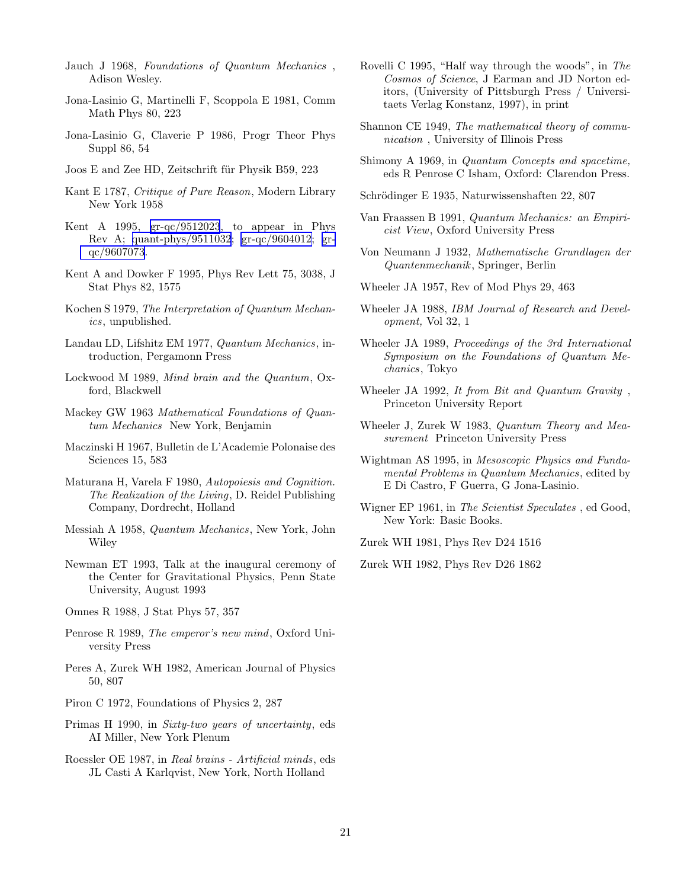Jauch J 1968, *Foundations of Quantum Mechanics* , Adison Wesley.

Jona-Lasinio G, Martinelli F, Scoppola E 1981, Comm Math Phys 80, 223

Jona-Lasinio G, Claverie P 1986, Progr Theor Phys Suppl 86, 54

Joos E and Zee HD, Zeitschrift für Physik B59, 223

Kant E 1787, *Critique of Pure Reason*, Modern Library New York 1958

Kent A 1995, gr-qc/9512023, to appear in Phys Rev A; quant-phys/9511032; gr-qc/9604012; gr-qc/9607073.

Kent A and Dowker F 1995, Phys Rev Lett 75, 3038, J Stat Phys 82, 1575

Kochen S 1979, *The Interpretation of Quantum Mechanics*, unpublished.

Landau LD, Lifshitz EM 1977, *Quantum Mechanics*, introduction, Pergamonn Press

Lockwood M 1989, *Mind brain and the Quantum*, Oxford, Blackwell

Mackey GW 1963 *Mathematical Foundations of Quantum Mechanics* New York, Benjamin

Maczinski H 1967, Bulletin de L'Academie Polonaise des Sciences 15, 583

Maturana H, Varela F 1980, *Autopoiesis and Cognition. The Realization of the Living*, D. Reidel Publishing Company, Dordrecht, Holland

Messiah A 1958, *Quantum Mechanics*, New York, John Wiley

Newman ET 1993, Talk at the inaugural ceremony of the Center for Gravitational Physics, Penn State University, August 1993

Omnes R 1988, J Stat Phys 57, 357

Penrose R 1989, *The emperor's new mind*, Oxford University Press

Peres A, Zurek WH 1982, American Journal of Physics 50, 807

Piron C 1972, Foundations of Physics 2, 287

Primas H 1990, in *Sixty-two years of uncertainty*, eds AI Miller, New York Plenum

Roessler OE 1987, in *Real brains - Artificial minds*, eds JL Casti A Karlqvist, New York, North Holland

Rovelli C 1995, "Half way through the woods", in *The Cosmos of Science*, J Earman and JD Norton editors, (University of Pittsburgh Press / Universitaets Verlag Konstanz, 1997), in print

Shannon CE 1949, *The mathematical theory of communication* , University of Illinois Press

Shimony A 1969, in *Quantum Concepts and spacetime,* eds R Penrose C Isham, Oxford: Clarendon Press.

Schrödinger E 1935, Naturwissenshaften 22, 807

Van Fraassen B 1991, *Quantum Mechanics: an Empiricist View*, Oxford University Press

Von Neumann J 1932, *Mathematische Grundlagen der Quantenmechanik*, Springer, Berlin

Wheeler JA 1957, Rev of Mod Phys 29, 463

Wheeler JA 1988, *IBM Journal of Research and Development,* Vol 32, 1

Wheeler JA 1989, *Proceedings of the 3rd International Symposium on the Foundations of Quantum Mechanics*, Tokyo

Wheeler JA 1992, *It from Bit and Quantum Gravity* , Princeton University Report

Wheeler J, Zurek W 1983, *Quantum Theory and Measurement* Princeton University Press

Wightman AS 1995, in *Mesoscopic Physics and Fundamental Problems in Quantum Mechanics*, edited by E Di Castro, F Guerra, G Jona-Lasinio.

Wigner EP 1961, in *The Scientist Speculates* , ed Good, New York: Basic Books.

Zurek WH 1981, Phys Rev D24 1516

Zurek WH 1982, Phys Rev D26 1862